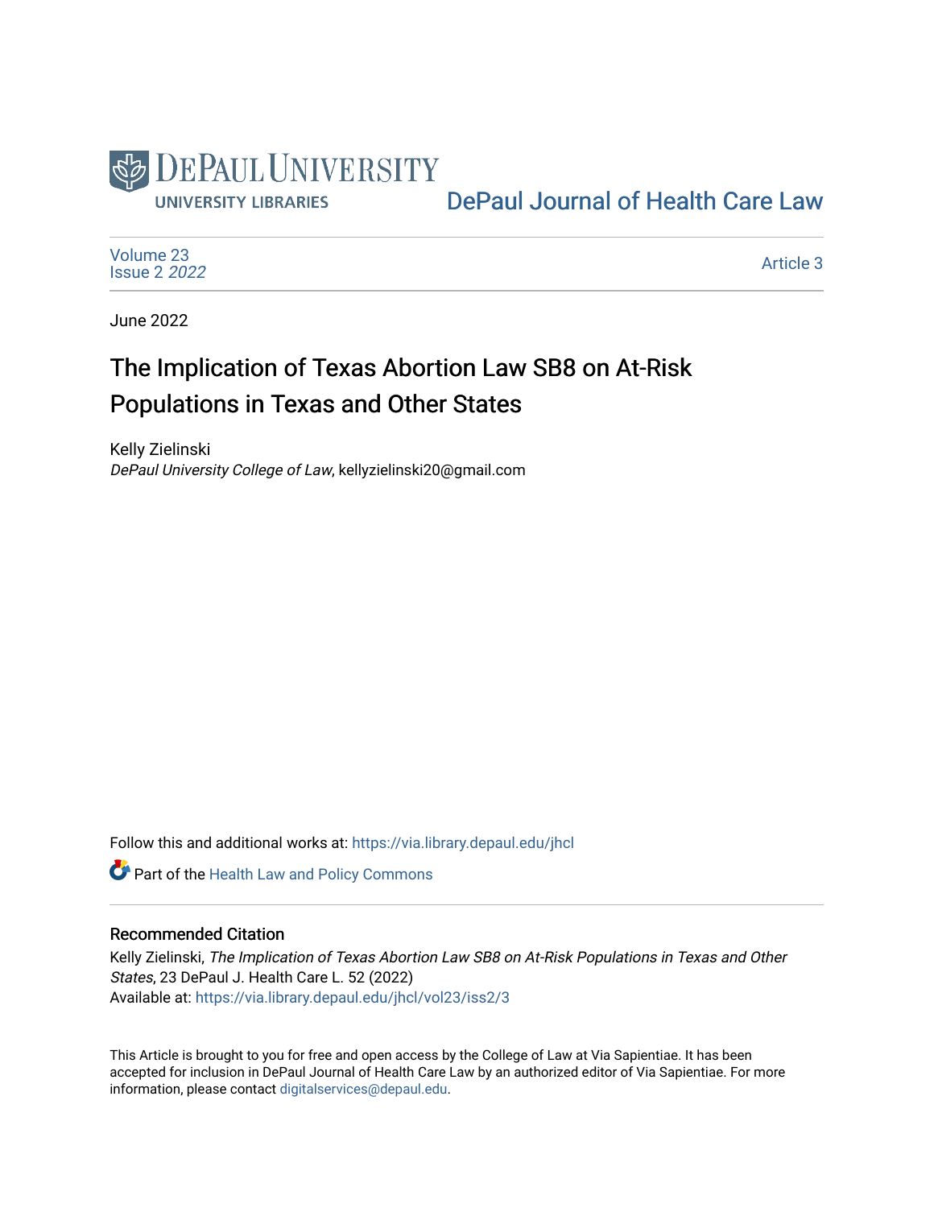DePaul University
UNIVERSITY LIBRARIES

DePaul Journal of Health Care Law

Volume 23
Issue 2 *2022*

Article 3

June 2022

# The Implication of Texas Abortion Law SB8 on At-Risk Populations in Texas and Other States

Kelly Zielinski
*DePaul University College of Law*, kellyzielinski20@gmail.com

Follow this and additional works at: https://via.library.depaul.edu/jhcl

Part of the Health Law and Policy Commons

## Recommended Citation

Kelly Zielinski, *The Implication of Texas Abortion Law SB8 on At-Risk Populations in Texas and Other States*, 23 DePaul J. Health Care L. 52 (2022)
Available at: https://via.library.depaul.edu/jhcl/vol23/iss2/3

This Article is brought to you for free and open access by the College of Law at Via Sapientiae. It has been accepted for inclusion in DePaul Journal of Health Care Law by an authorized editor of Via Sapientiae. For more information, please contact digitalservices@depaul.edu.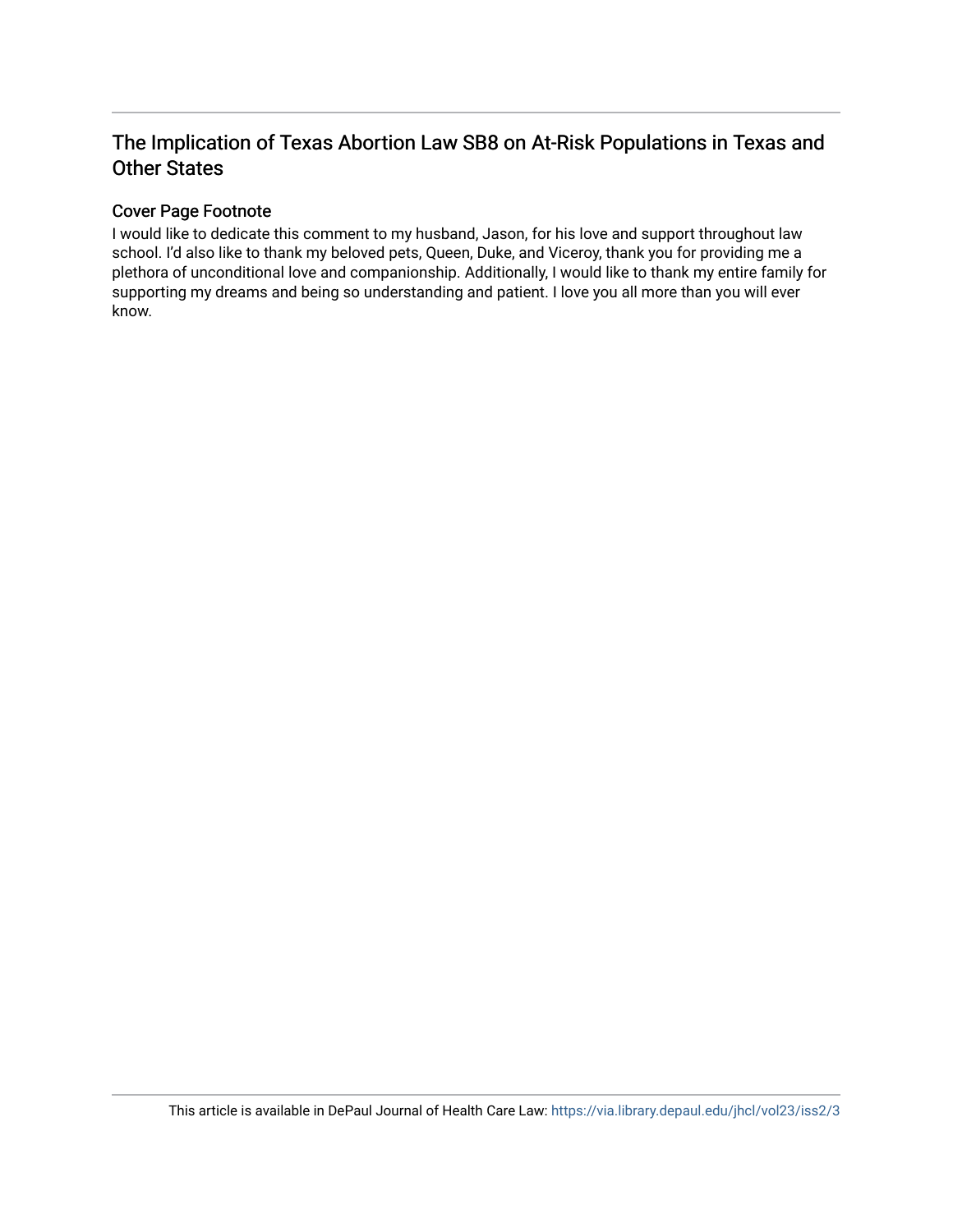## The Implication of Texas Abortion Law SB8 on At-Risk Populations in Texas and Other States

### Cover Page Footnote

I would like to dedicate this comment to my husband, Jason, for his love and support throughout law school. I'd also like to thank my beloved pets, Queen, Duke, and Viceroy, thank you for providing me a plethora of unconditional love and companionship. Additionally, I would like to thank my entire family for supporting my dreams and being so understanding and patient. I love you all more than you will ever know.

This article is available in DePaul Journal of Health Care Law: https://via.library.depaul.edu/jhcl/vol23/iss2/3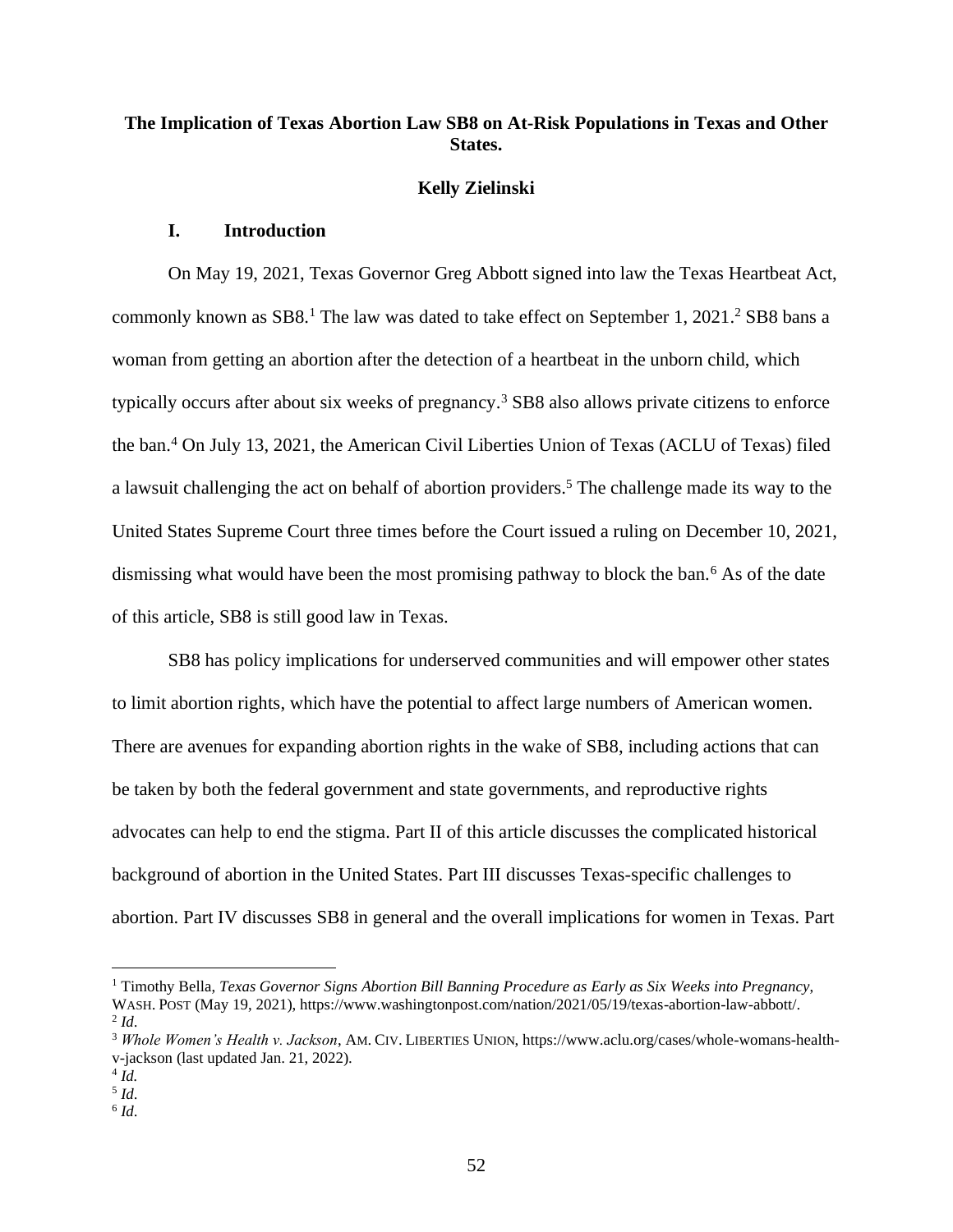# The Implication of Texas Abortion Law SB8 on At-Risk Populations in Texas and Other States.

**Kelly Zielinski**

## I. Introduction

On May 19, 2021, Texas Governor Greg Abbott signed into law the Texas Heartbeat Act, commonly known as SB8.[1] The law was dated to take effect on September 1, 2021.[2] SB8 bans a woman from getting an abortion after the detection of a heartbeat in the unborn child, which typically occurs after about six weeks of pregnancy.[3] SB8 also allows private citizens to enforce the ban.[4] On July 13, 2021, the American Civil Liberties Union of Texas (ACLU of Texas) filed a lawsuit challenging the act on behalf of abortion providers.[5] The challenge made its way to the United States Supreme Court three times before the Court issued a ruling on December 10, 2021, dismissing what would have been the most promising pathway to block the ban.[6] As of the date of this article, SB8 is still good law in Texas.

SB8 has policy implications for underserved communities and will empower other states to limit abortion rights, which have the potential to affect large numbers of American women. There are avenues for expanding abortion rights in the wake of SB8, including actions that can be taken by both the federal government and state governments, and reproductive rights advocates can help to end the stigma. Part II of this article discusses the complicated historical background of abortion in the United States. Part III discusses Texas-specific challenges to abortion. Part IV discusses SB8 in general and the overall implications for women in Texas. Part

---

[1] Timothy Bella, *Texas Governor Signs Abortion Bill Banning Procedure as Early as Six Weeks into Pregnancy*, WASH. POST (May 19, 2021), https://www.washingtonpost.com/nation/2021/05/19/texas-abortion-law-abbott/.

[2] *Id*.

[3] *Whole Women's Health v. Jackson*, AM. CIV. LIBERTIES UNION, https://www.aclu.org/cases/whole-womans-health-v-jackson (last updated Jan. 21, 2022).

[4] *Id.*

[5] *Id*.

[6] *Id*.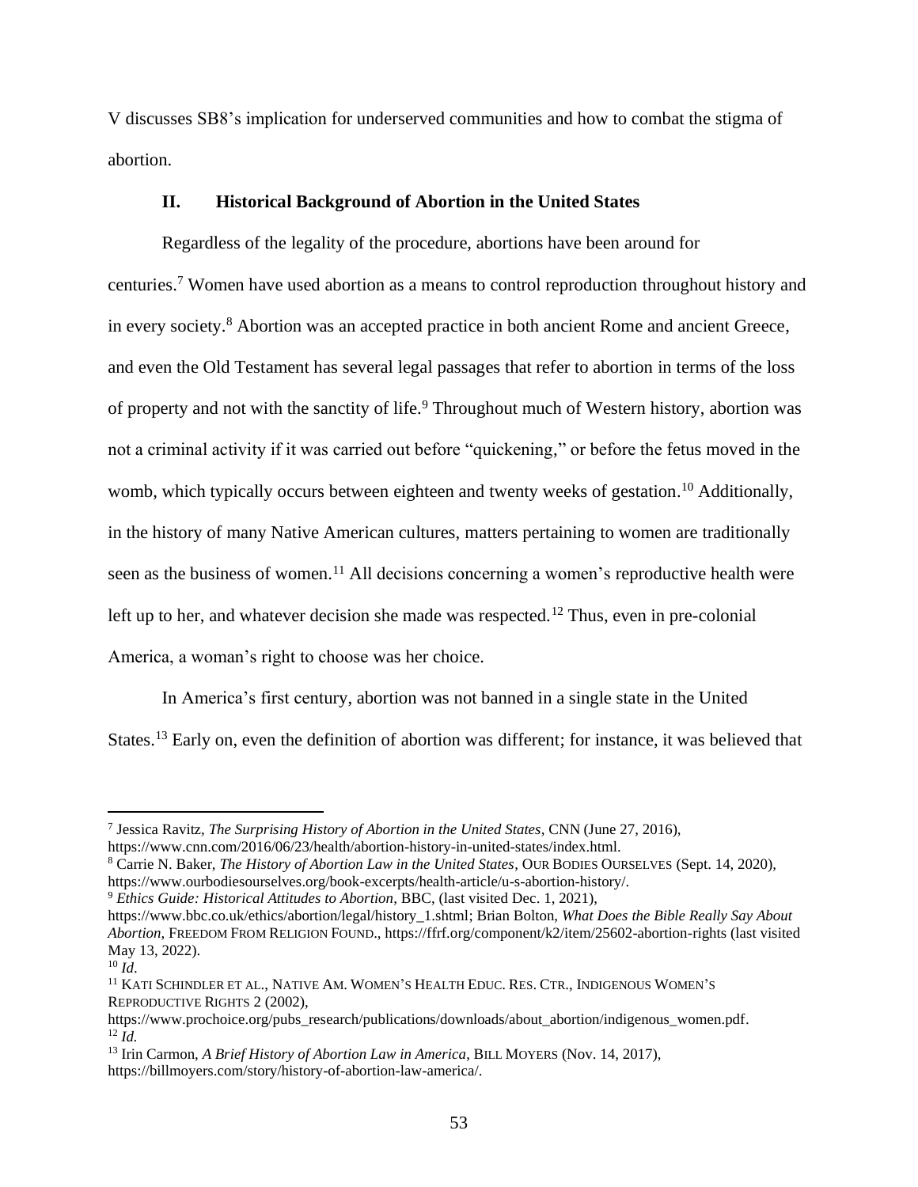V discusses SB8's implication for underserved communities and how to combat the stigma of abortion.

## II. Historical Background of Abortion in the United States

Regardless of the legality of the procedure, abortions have been around for centuries.[7] Women have used abortion as a means to control reproduction throughout history and in every society.[8] Abortion was an accepted practice in both ancient Rome and ancient Greece, and even the Old Testament has several legal passages that refer to abortion in terms of the loss of property and not with the sanctity of life.[9] Throughout much of Western history, abortion was not a criminal activity if it was carried out before "quickening," or before the fetus moved in the womb, which typically occurs between eighteen and twenty weeks of gestation.[10] Additionally, in the history of many Native American cultures, matters pertaining to women are traditionally seen as the business of women.[11] All decisions concerning a women's reproductive health were left up to her, and whatever decision she made was respected.[12] Thus, even in pre-colonial America, a woman's right to choose was her choice.

In America's first century, abortion was not banned in a single state in the United States.[13] Early on, even the definition of abortion was different; for instance, it was believed that

---

[7] Jessica Ravitz, *The Surprising History of Abortion in the United States*, CNN (June 27, 2016), https://www.cnn.com/2016/06/23/health/abortion-history-in-united-states/index.html.

[8] Carrie N. Baker, *The History of Abortion Law in the United States*, OUR BODIES OURSELVES (Sept. 14, 2020), https://www.ourbodiesourselves.org/book-excerpts/health-article/u-s-abortion-history/.

[9] *Ethics Guide: Historical Attitudes to Abortion*, BBC, (last visited Dec. 1, 2021), https://www.bbc.co.uk/ethics/abortion/legal/history_1.shtml; Brian Bolton, *What Does the Bible Really Say About Abortion*, FREEDOM FROM RELIGION FOUND., https://ffrf.org/component/k2/item/25602-abortion-rights (last visited May 13, 2022).

[10] *Id*.

[11] KATI SCHINDLER ET AL., NATIVE AM. WOMEN'S HEALTH EDUC. RES. CTR., INDIGENOUS WOMEN'S REPRODUCTIVE RIGHTS 2 (2002), https://www.prochoice.org/pubs_research/publications/downloads/about_abortion/indigenous_women.pdf.

[12] *Id.*

[13] Irin Carmon, *A Brief History of Abortion Law in America*, BILL MOYERS (Nov. 14, 2017), https://billmoyers.com/story/history-of-abortion-law-america/.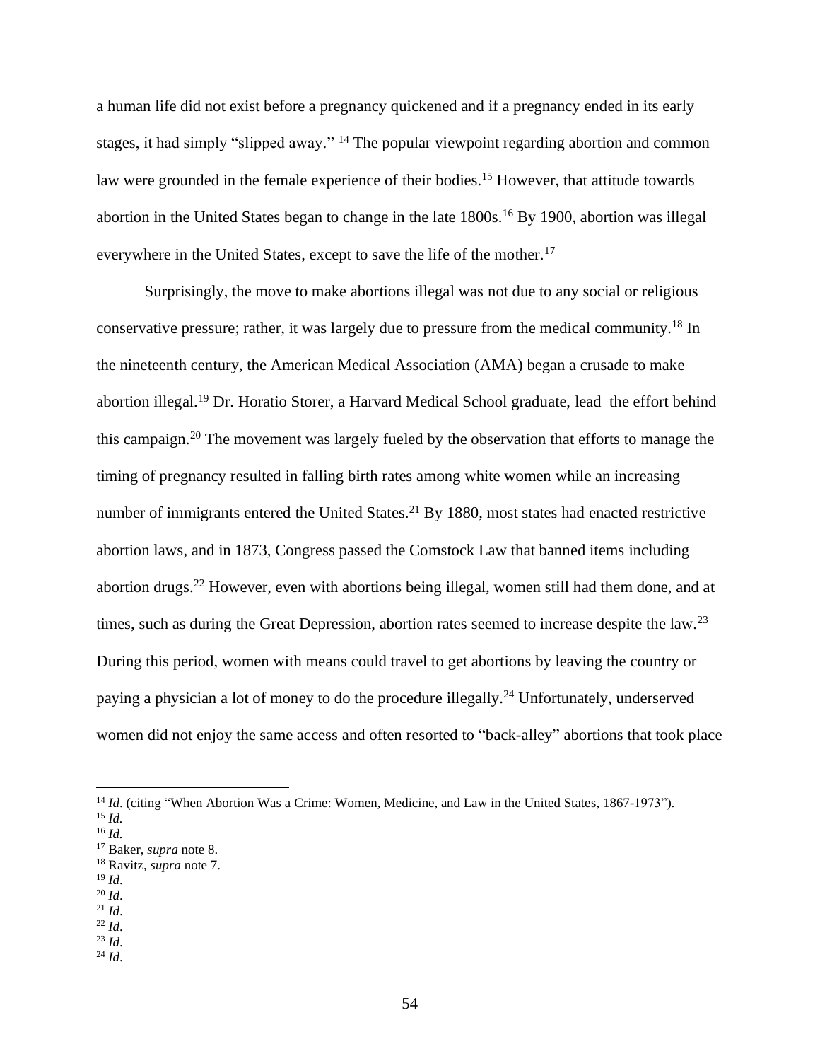a human life did not exist before a pregnancy quickened and if a pregnancy ended in its early stages, it had simply "slipped away." [14] The popular viewpoint regarding abortion and common law were grounded in the female experience of their bodies.[15] However, that attitude towards abortion in the United States began to change in the late 1800s.[16] By 1900, abortion was illegal everywhere in the United States, except to save the life of the mother.[17]

Surprisingly, the move to make abortions illegal was not due to any social or religious conservative pressure; rather, it was largely due to pressure from the medical community.[18] In the nineteenth century, the American Medical Association (AMA) began a crusade to make abortion illegal.[19] Dr. Horatio Storer, a Harvard Medical School graduate, lead the effort behind this campaign.[20] The movement was largely fueled by the observation that efforts to manage the timing of pregnancy resulted in falling birth rates among white women while an increasing number of immigrants entered the United States.[21] By 1880, most states had enacted restrictive abortion laws, and in 1873, Congress passed the Comstock Law that banned items including abortion drugs.[22] However, even with abortions being illegal, women still had them done, and at times, such as during the Great Depression, abortion rates seemed to increase despite the law.[23] During this period, women with means could travel to get abortions by leaving the country or paying a physician a lot of money to do the procedure illegally.[24] Unfortunately, underserved women did not enjoy the same access and often resorted to "back-alley" abortions that took place

---

[14] *Id*. (citing "When Abortion Was a Crime: Women, Medicine, and Law in the United States, 1867-1973").
[15] *Id.*
[16] *Id.*
[17] Baker, *supra* note 8.
[18] Ravitz, *supra* note 7.
[19] *Id*.
[20] *Id*.
[21] *Id*.
[22] *Id*.
[23] *Id*.
[24] *Id*.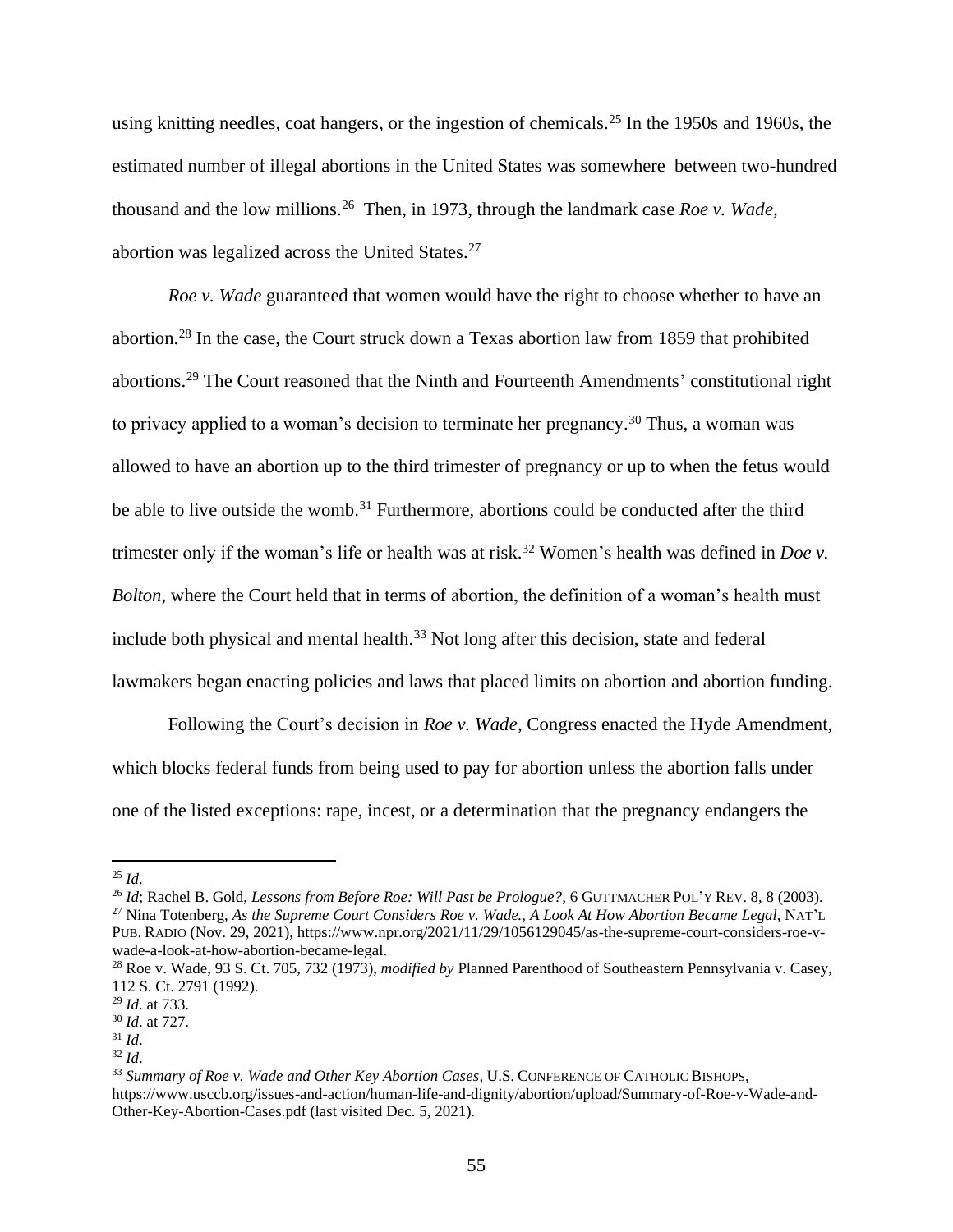using knitting needles, coat hangers, or the ingestion of chemicals.[25] In the 1950s and 1960s, the estimated number of illegal abortions in the United States was somewhere between two-hundred thousand and the low millions.[26] Then, in 1973, through the landmark case *Roe v. Wade*, abortion was legalized across the United States.[27]

*Roe v. Wade* guaranteed that women would have the right to choose whether to have an abortion.[28] In the case, the Court struck down a Texas abortion law from 1859 that prohibited abortions.[29] The Court reasoned that the Ninth and Fourteenth Amendments' constitutional right to privacy applied to a woman's decision to terminate her pregnancy.[30] Thus, a woman was allowed to have an abortion up to the third trimester of pregnancy or up to when the fetus would be able to live outside the womb.[31] Furthermore, abortions could be conducted after the third trimester only if the woman's life or health was at risk.[32] Women's health was defined in *Doe v. Bolton*, where the Court held that in terms of abortion, the definition of a woman's health must include both physical and mental health.[33] Not long after this decision, state and federal lawmakers began enacting policies and laws that placed limits on abortion and abortion funding.

Following the Court's decision in *Roe v. Wade*, Congress enacted the Hyde Amendment, which blocks federal funds from being used to pay for abortion unless the abortion falls under one of the listed exceptions: rape, incest, or a determination that the pregnancy endangers the

---

[25] *Id*.

[26] *Id*; Rachel B. Gold, *Lessons from Before Roe: Will Past be Prologue?*, 6 GUTTMACHER POL'Y REV. 8, 8 (2003).

[27] Nina Totenberg, *As the Supreme Court Considers Roe v. Wade., A Look At How Abortion Became Legal*, NAT'L PUB. RADIO (Nov. 29, 2021), https://www.npr.org/2021/11/29/1056129045/as-the-supreme-court-considers-roe-v-wade-a-look-at-how-abortion-became-legal.

[28] Roe v. Wade, 93 S. Ct. 705, 732 (1973), *modified by* Planned Parenthood of Southeastern Pennsylvania v. Casey, 112 S. Ct. 2791 (1992).

[29] *Id*. at 733.

[30] *Id*. at 727.

[31] *Id*.

[32] *Id*.

[33] *Summary of Roe v. Wade and Other Key Abortion Cases*, U.S. CONFERENCE OF CATHOLIC BISHOPS, https://www.usccb.org/issues-and-action/human-life-and-dignity/abortion/upload/Summary-of-Roe-v-Wade-and-Other-Key-Abortion-Cases.pdf (last visited Dec. 5, 2021).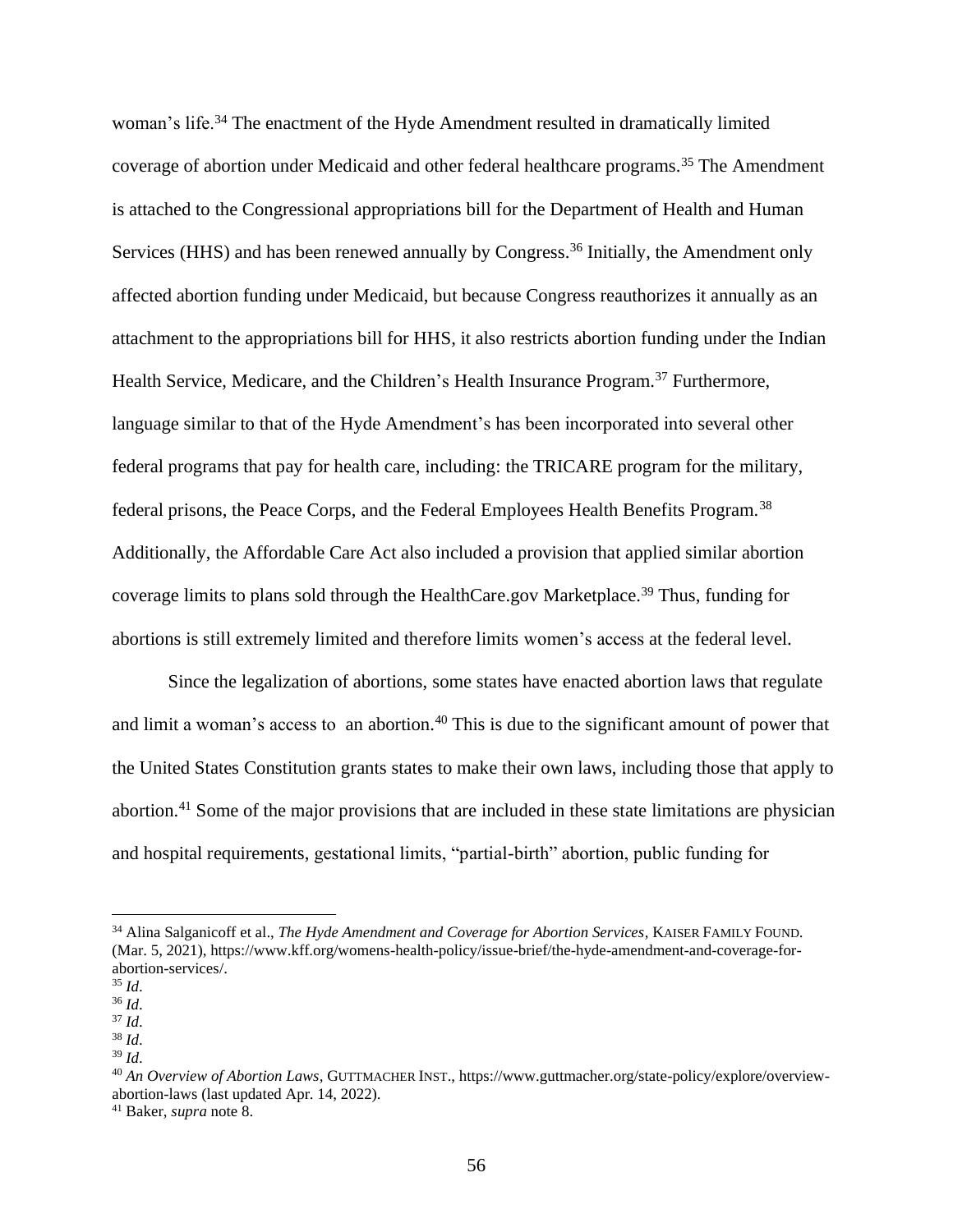woman's life.[34] The enactment of the Hyde Amendment resulted in dramatically limited coverage of abortion under Medicaid and other federal healthcare programs.[35] The Amendment is attached to the Congressional appropriations bill for the Department of Health and Human Services (HHS) and has been renewed annually by Congress.[36] Initially, the Amendment only affected abortion funding under Medicaid, but because Congress reauthorizes it annually as an attachment to the appropriations bill for HHS, it also restricts abortion funding under the Indian Health Service, Medicare, and the Children's Health Insurance Program.[37] Furthermore, language similar to that of the Hyde Amendment's has been incorporated into several other federal programs that pay for health care, including: the TRICARE program for the military, federal prisons, the Peace Corps, and the Federal Employees Health Benefits Program.[38] Additionally, the Affordable Care Act also included a provision that applied similar abortion coverage limits to plans sold through the HealthCare.gov Marketplace.[39] Thus, funding for abortions is still extremely limited and therefore limits women's access at the federal level.

Since the legalization of abortions, some states have enacted abortion laws that regulate and limit a woman's access to an abortion.[40] This is due to the significant amount of power that the United States Constitution grants states to make their own laws, including those that apply to abortion.[41] Some of the major provisions that are included in these state limitations are physician and hospital requirements, gestational limits, "partial-birth" abortion, public funding for

---

[34] Alina Salganicoff et al., *The Hyde Amendment and Coverage for Abortion Services*, KAISER FAMILY FOUND. (Mar. 5, 2021), https://www.kff.org/womens-health-policy/issue-brief/the-hyde-amendment-and-coverage-for-abortion-services/.

[35] *Id.*

[36] *Id.*

[37] *Id.*

[38] *Id.*

[39] *Id.*

[40] *An Overview of Abortion Laws*, GUTTMACHER INST., https://www.guttmacher.org/state-policy/explore/overview-abortion-laws (last updated Apr. 14, 2022).

[41] Baker, *supra* note 8.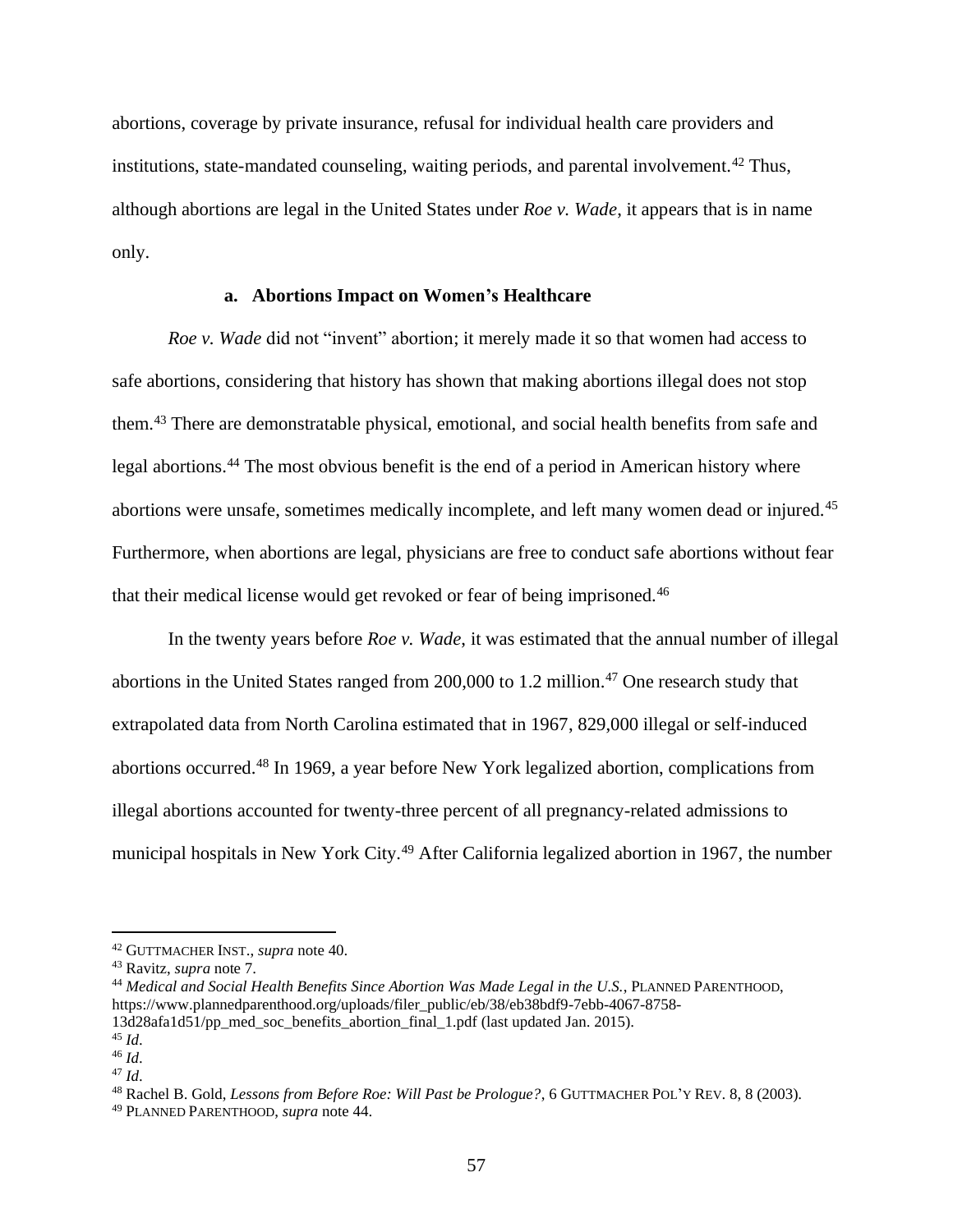abortions, coverage by private insurance, refusal for individual health care providers and institutions, state-mandated counseling, waiting periods, and parental involvement.[42] Thus, although abortions are legal in the United States under *Roe v. Wade*, it appears that is in name only.

### a. Abortions Impact on Women's Healthcare

*Roe v. Wade* did not "invent" abortion; it merely made it so that women had access to safe abortions, considering that history has shown that making abortions illegal does not stop them.[43] There are demonstratable physical, emotional, and social health benefits from safe and legal abortions.[44] The most obvious benefit is the end of a period in American history where abortions were unsafe, sometimes medically incomplete, and left many women dead or injured.[45] Furthermore, when abortions are legal, physicians are free to conduct safe abortions without fear that their medical license would get revoked or fear of being imprisoned.[46]

In the twenty years before *Roe v. Wade*, it was estimated that the annual number of illegal abortions in the United States ranged from 200,000 to 1.2 million.[47] One research study that extrapolated data from North Carolina estimated that in 1967, 829,000 illegal or self-induced abortions occurred.[48] In 1969, a year before New York legalized abortion, complications from illegal abortions accounted for twenty-three percent of all pregnancy-related admissions to municipal hospitals in New York City.[49] After California legalized abortion in 1967, the number

---

[42] GUTTMACHER INST., *supra* note 40.

[43] Ravitz, *supra* note 7.

[44] *Medical and Social Health Benefits Since Abortion Was Made Legal in the U.S.*, PLANNED PARENTHOOD, https://www.plannedparenthood.org/uploads/filer_public/eb/38/eb38bdf9-7ebb-4067-8758-13d28afa1d51/pp_med_soc_benefits_abortion_final_1.pdf (last updated Jan. 2015).

[45] *Id.*

[46] *Id.*

[47] *Id.*

[48] Rachel B. Gold, *Lessons from Before Roe: Will Past be Prologue?*, 6 GUTTMACHER POL'Y REV. 8, 8 (2003).

[49] PLANNED PARENTHOOD, *supra* note 44.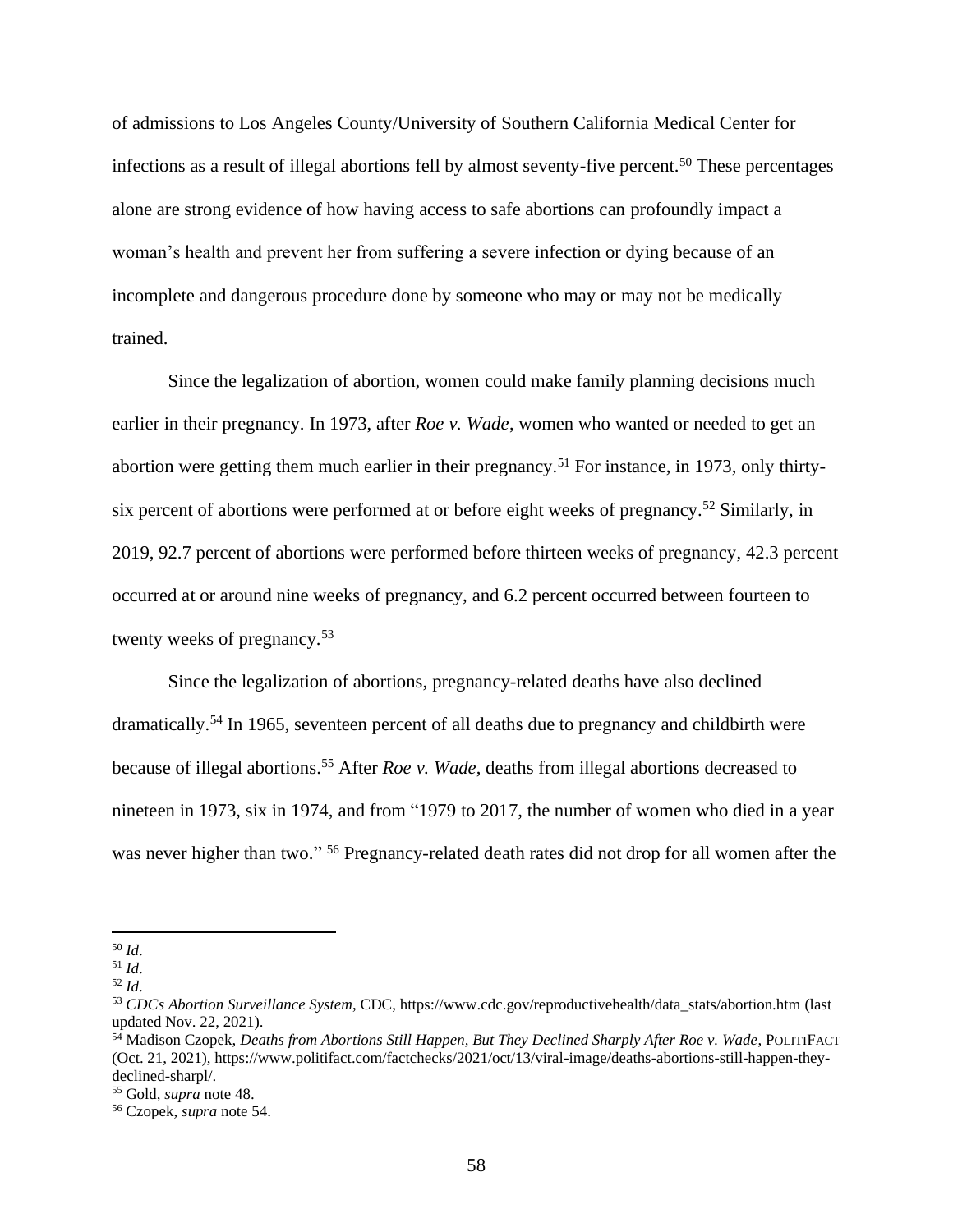of admissions to Los Angeles County/University of Southern California Medical Center for infections as a result of illegal abortions fell by almost seventy-five percent.[50] These percentages alone are strong evidence of how having access to safe abortions can profoundly impact a woman's health and prevent her from suffering a severe infection or dying because of an incomplete and dangerous procedure done by someone who may or may not be medically trained.

Since the legalization of abortion, women could make family planning decisions much earlier in their pregnancy. In 1973, after *Roe v. Wade*, women who wanted or needed to get an abortion were getting them much earlier in their pregnancy.[51] For instance, in 1973, only thirty-six percent of abortions were performed at or before eight weeks of pregnancy.[52] Similarly, in 2019, 92.7 percent of abortions were performed before thirteen weeks of pregnancy, 42.3 percent occurred at or around nine weeks of pregnancy, and 6.2 percent occurred between fourteen to twenty weeks of pregnancy.[53]

Since the legalization of abortions, pregnancy-related deaths have also declined dramatically.[54] In 1965, seventeen percent of all deaths due to pregnancy and childbirth were because of illegal abortions.[55] After *Roe v. Wade*, deaths from illegal abortions decreased to nineteen in 1973, six in 1974, and from "1979 to 2017, the number of women who died in a year was never higher than two." [56] Pregnancy-related death rates did not drop for all women after the

---

[50] *Id*.

[51] *Id*.

[52] *Id*.

[53] *CDCs Abortion Surveillance System*, CDC, https://www.cdc.gov/reproductivehealth/data_stats/abortion.htm (last updated Nov. 22, 2021).

[54] Madison Czopek, *Deaths from Abortions Still Happen, But They Declined Sharply After Roe v. Wade*, POLITIFACT (Oct. 21, 2021), https://www.politifact.com/factchecks/2021/oct/13/viral-image/deaths-abortions-still-happen-they-declined-sharpl/.

[55] Gold, *supra* note 48.

[56] Czopek, *supra* note 54.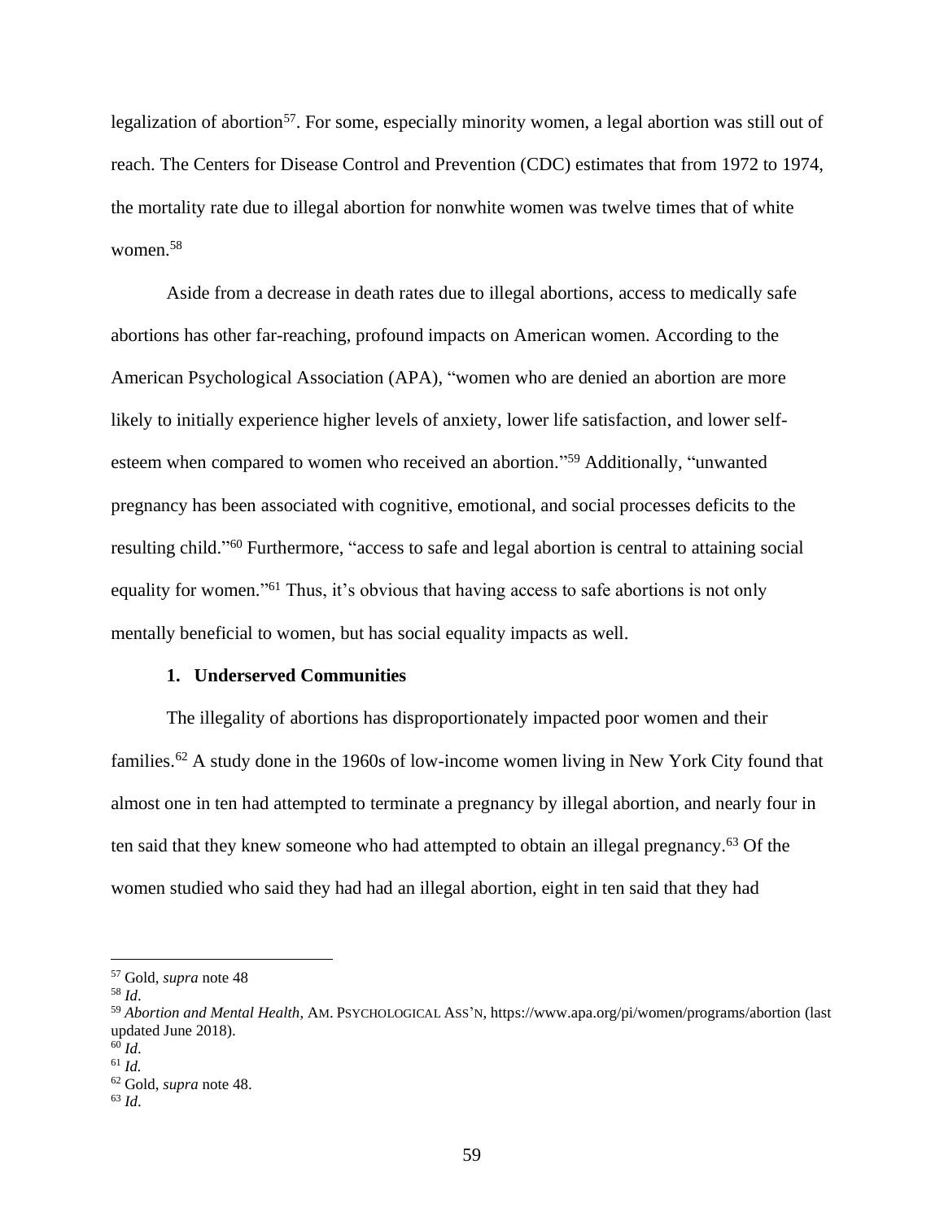legalization of abortion[57]. For some, especially minority women, a legal abortion was still out of reach. The Centers for Disease Control and Prevention (CDC) estimates that from 1972 to 1974, the mortality rate due to illegal abortion for nonwhite women was twelve times that of white women.[58]

Aside from a decrease in death rates due to illegal abortions, access to medically safe abortions has other far-reaching, profound impacts on American women. According to the American Psychological Association (APA), "women who are denied an abortion are more likely to initially experience higher levels of anxiety, lower life satisfaction, and lower self-esteem when compared to women who received an abortion."[59] Additionally, "unwanted pregnancy has been associated with cognitive, emotional, and social processes deficits to the resulting child."[60] Furthermore, "access to safe and legal abortion is central to attaining social equality for women."[61] Thus, it's obvious that having access to safe abortions is not only mentally beneficial to women, but has social equality impacts as well.

### 1. Underserved Communities

The illegality of abortions has disproportionately impacted poor women and their families.[62] A study done in the 1960s of low-income women living in New York City found that almost one in ten had attempted to terminate a pregnancy by illegal abortion, and nearly four in ten said that they knew someone who had attempted to obtain an illegal pregnancy.[63] Of the women studied who said they had had an illegal abortion, eight in ten said that they had

---

[57] Gold, *supra* note 48

[58] *Id*.

[59] *Abortion and Mental Health*, AM. PSYCHOLOGICAL ASS'N, https://www.apa.org/pi/women/programs/abortion (last updated June 2018).

[60] *Id*.

[61] *Id.*

[62] Gold, *supra* note 48.

[63] *Id*.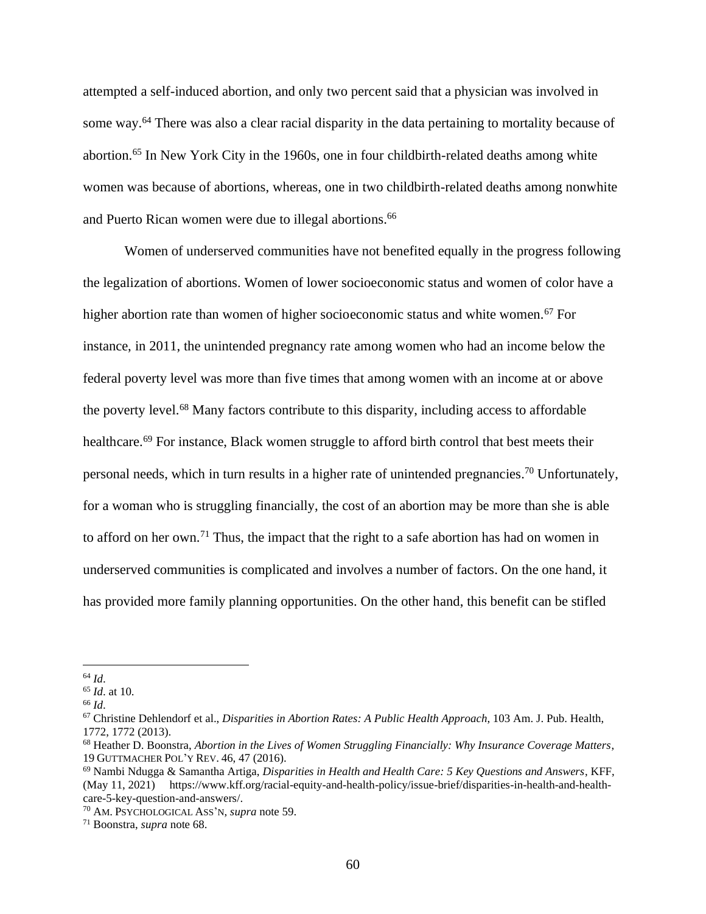attempted a self-induced abortion, and only two percent said that a physician was involved in some way.[64] There was also a clear racial disparity in the data pertaining to mortality because of abortion.[65] In New York City in the 1960s, one in four childbirth-related deaths among white women was because of abortions, whereas, one in two childbirth-related deaths among nonwhite and Puerto Rican women were due to illegal abortions.[66]

Women of underserved communities have not benefited equally in the progress following the legalization of abortions. Women of lower socioeconomic status and women of color have a higher abortion rate than women of higher socioeconomic status and white women.[67] For instance, in 2011, the unintended pregnancy rate among women who had an income below the federal poverty level was more than five times that among women with an income at or above the poverty level.[68] Many factors contribute to this disparity, including access to affordable healthcare.[69] For instance, Black women struggle to afford birth control that best meets their personal needs, which in turn results in a higher rate of unintended pregnancies.[70] Unfortunately, for a woman who is struggling financially, the cost of an abortion may be more than she is able to afford on her own.[71] Thus, the impact that the right to a safe abortion has had on women in underserved communities is complicated and involves a number of factors. On the one hand, it has provided more family planning opportunities. On the other hand, this benefit can be stifled

---

[64] *Id*.

[65] *Id*. at 10.

[66] *Id*.

[67] Christine Dehlendorf et al., *Disparities in Abortion Rates: A Public Health Approach*, 103 Am. J. Pub. Health, 1772, 1772 (2013).

[68] Heather D. Boonstra, *Abortion in the Lives of Women Struggling Financially: Why Insurance Coverage Matters*, 19 GUTTMACHER POL'Y REV. 46, 47 (2016).

[69] Nambi Ndugga & Samantha Artiga, *Disparities in Health and Health Care: 5 Key Questions and Answers*, KFF, (May 11, 2021) https://www.kff.org/racial-equity-and-health-policy/issue-brief/disparities-in-health-and-health-care-5-key-question-and-answers/.

[70] AM. PSYCHOLOGICAL ASS'N, *supra* note 59.

[71] Boonstra, *supra* note 68.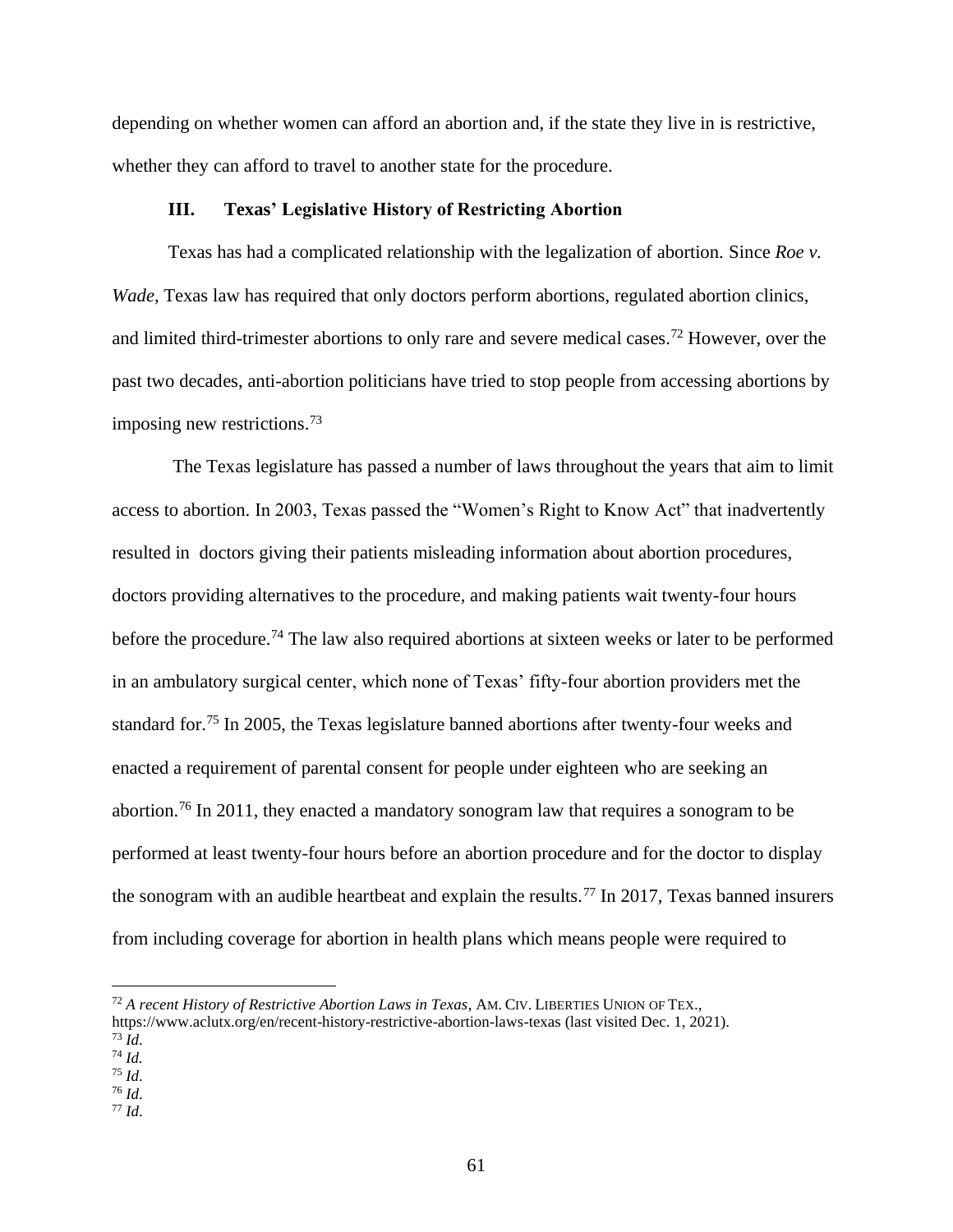depending on whether women can afford an abortion and, if the state they live in is restrictive, whether they can afford to travel to another state for the procedure.

### III. Texas' Legislative History of Restricting Abortion

Texas has had a complicated relationship with the legalization of abortion. Since *Roe v. Wade*, Texas law has required that only doctors perform abortions, regulated abortion clinics, and limited third-trimester abortions to only rare and severe medical cases.[72] However, over the past two decades, anti-abortion politicians have tried to stop people from accessing abortions by imposing new restrictions.[73]

The Texas legislature has passed a number of laws throughout the years that aim to limit access to abortion. In 2003, Texas passed the "Women's Right to Know Act" that inadvertently resulted in doctors giving their patients misleading information about abortion procedures, doctors providing alternatives to the procedure, and making patients wait twenty-four hours before the procedure.[74] The law also required abortions at sixteen weeks or later to be performed in an ambulatory surgical center, which none of Texas' fifty-four abortion providers met the standard for.[75] In 2005, the Texas legislature banned abortions after twenty-four weeks and enacted a requirement of parental consent for people under eighteen who are seeking an abortion.[76] In 2011, they enacted a mandatory sonogram law that requires a sonogram to be performed at least twenty-four hours before an abortion procedure and for the doctor to display the sonogram with an audible heartbeat and explain the results.[77] In 2017, Texas banned insurers from including coverage for abortion in health plans which means people were required to

---

[72] *A recent History of Restrictive Abortion Laws in Texas*, AM. CIV. LIBERTIES UNION OF TEX., https://www.aclutx.org/en/recent-history-restrictive-abortion-laws-texas (last visited Dec. 1, 2021).

[73] *Id.*

[74] *Id.*

[75] *Id.*

[76] *Id.*

[77] *Id.*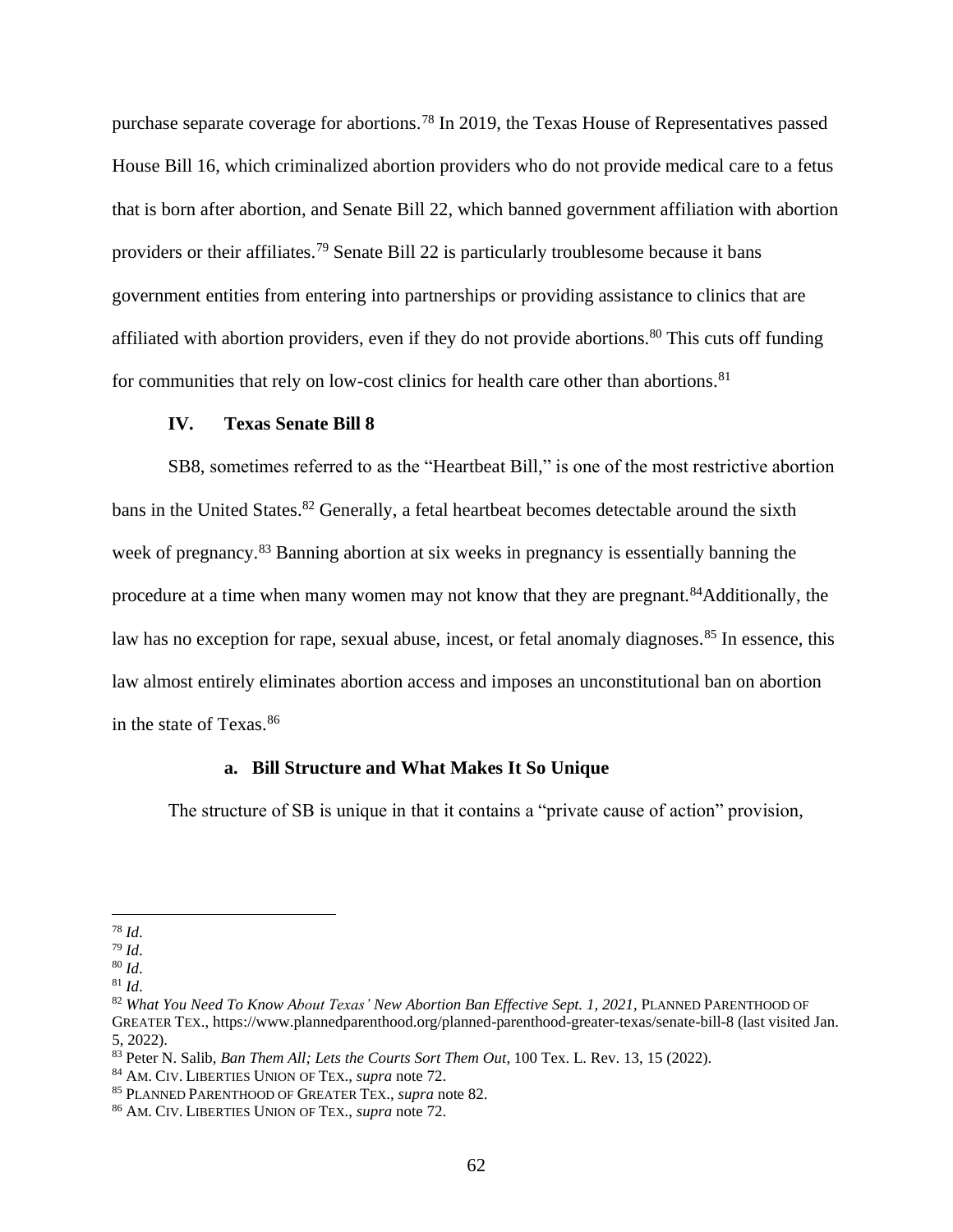purchase separate coverage for abortions.[78] In 2019, the Texas House of Representatives passed House Bill 16, which criminalized abortion providers who do not provide medical care to a fetus that is born after abortion, and Senate Bill 22, which banned government affiliation with abortion providers or their affiliates.[79] Senate Bill 22 is particularly troublesome because it bans government entities from entering into partnerships or providing assistance to clinics that are affiliated with abortion providers, even if they do not provide abortions.[80] This cuts off funding for communities that rely on low-cost clinics for health care other than abortions.[81]

## IV. Texas Senate Bill 8

SB8, sometimes referred to as the "Heartbeat Bill," is one of the most restrictive abortion bans in the United States.[82] Generally, a fetal heartbeat becomes detectable around the sixth week of pregnancy.[83] Banning abortion at six weeks in pregnancy is essentially banning the procedure at a time when many women may not know that they are pregnant.[84]Additionally, the law has no exception for rape, sexual abuse, incest, or fetal anomaly diagnoses.[85] In essence, this law almost entirely eliminates abortion access and imposes an unconstitutional ban on abortion in the state of Texas.[86]

### a. Bill Structure and What Makes It So Unique

The structure of SB is unique in that it contains a "private cause of action" provision,

---

[78] *Id*.
[79] *Id*.
[80] *Id*.
[81] *Id*.
[82] *What You Need To Know About Texas' New Abortion Ban Effective Sept. 1, 2021*, PLANNED PARENTHOOD OF GREATER TEX., https://www.plannedparenthood.org/planned-parenthood-greater-texas/senate-bill-8 (last visited Jan. 5, 2022).
[83] Peter N. Salib, *Ban Them All; Lets the Courts Sort Them Out*, 100 Tex. L. Rev. 13, 15 (2022).
[84] AM. CIV. LIBERTIES UNION OF TEX., *supra* note 72.
[85] PLANNED PARENTHOOD OF GREATER TEX., *supra* note 82.
[86] AM. CIV. LIBERTIES UNION OF TEX., *supra* note 72.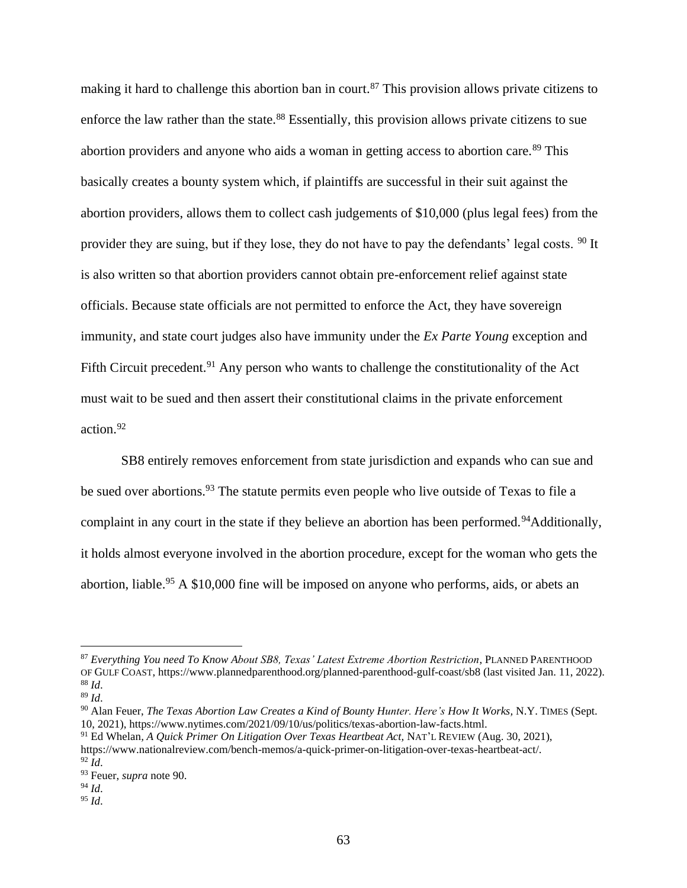making it hard to challenge this abortion ban in court.[87] This provision allows private citizens to enforce the law rather than the state.[88] Essentially, this provision allows private citizens to sue abortion providers and anyone who aids a woman in getting access to abortion care.[89] This basically creates a bounty system which, if plaintiffs are successful in their suit against the abortion providers, allows them to collect cash judgements of $10,000 (plus legal fees) from the provider they are suing, but if they lose, they do not have to pay the defendants' legal costs. [90] It is also written so that abortion providers cannot obtain pre-enforcement relief against state officials. Because state officials are not permitted to enforce the Act, they have sovereign immunity, and state court judges also have immunity under the *Ex Parte Young* exception and Fifth Circuit precedent.[91] Any person who wants to challenge the constitutionality of the Act must wait to be sued and then assert their constitutional claims in the private enforcement action.[92]

SB8 entirely removes enforcement from state jurisdiction and expands who can sue and be sued over abortions.[93] The statute permits even people who live outside of Texas to file a complaint in any court in the state if they believe an abortion has been performed.[94]Additionally, it holds almost everyone involved in the abortion procedure, except for the woman who gets the abortion, liable.[95] A $10,000 fine will be imposed on anyone who performs, aids, or abets an

---

[87] *Everything You need To Know About SB8, Texas' Latest Extreme Abortion Restriction*, PLANNED PARENTHOOD OF GULF COAST, https://www.plannedparenthood.org/planned-parenthood-gulf-coast/sb8 (last visited Jan. 11, 2022).
[88] *Id*.
[89] *Id*.
[90] Alan Feuer, *The Texas Abortion Law Creates a Kind of Bounty Hunter. Here's How It Works,* N.Y. TIMES (Sept. 10, 2021), https://www.nytimes.com/2021/09/10/us/politics/texas-abortion-law-facts.html.
[91] Ed Whelan, *A Quick Primer On Litigation Over Texas Heartbeat Act,* NAT'L REVIEW (Aug. 30, 2021), https://www.nationalreview.com/bench-memos/a-quick-primer-on-litigation-over-texas-heartbeat-act/.
[92] *Id*.
[93] Feuer, *supra* note 90.
[94] *Id*.
[95] *Id*.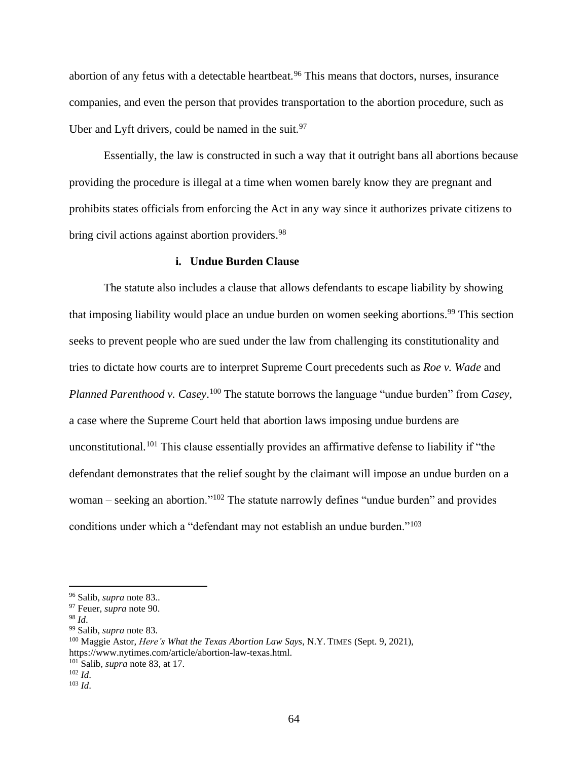abortion of any fetus with a detectable heartbeat.[96] This means that doctors, nurses, insurance companies, and even the person that provides transportation to the abortion procedure, such as Uber and Lyft drivers, could be named in the suit.[97]

Essentially, the law is constructed in such a way that it outright bans all abortions because providing the procedure is illegal at a time when women barely know they are pregnant and prohibits states officials from enforcing the Act in any way since it authorizes private citizens to bring civil actions against abortion providers.[98]

#### i. Undue Burden Clause

The statute also includes a clause that allows defendants to escape liability by showing that imposing liability would place an undue burden on women seeking abortions.[99] This section seeks to prevent people who are sued under the law from challenging its constitutionality and tries to dictate how courts are to interpret Supreme Court precedents such as *Roe v. Wade* and *Planned Parenthood v. Casey*.[100] The statute borrows the language "undue burden" from *Casey*, a case where the Supreme Court held that abortion laws imposing undue burdens are unconstitutional.[101] This clause essentially provides an affirmative defense to liability if "the defendant demonstrates that the relief sought by the claimant will impose an undue burden on a woman – seeking an abortion."[102] The statute narrowly defines "undue burden" and provides conditions under which a "defendant may not establish an undue burden."[103]

---

[96] Salib, *supra* note 83..
[97] Feuer, *supra* note 90.
[98] *Id*.
[99] Salib, *supra* note 83.
[100] Maggie Astor, *Here's What the Texas Abortion Law Says*, N.Y. TIMES (Sept. 9, 2021), https://www.nytimes.com/article/abortion-law-texas.html.
[101] Salib, *supra* note 83, at 17.
[102] *Id*.
[103] *Id*.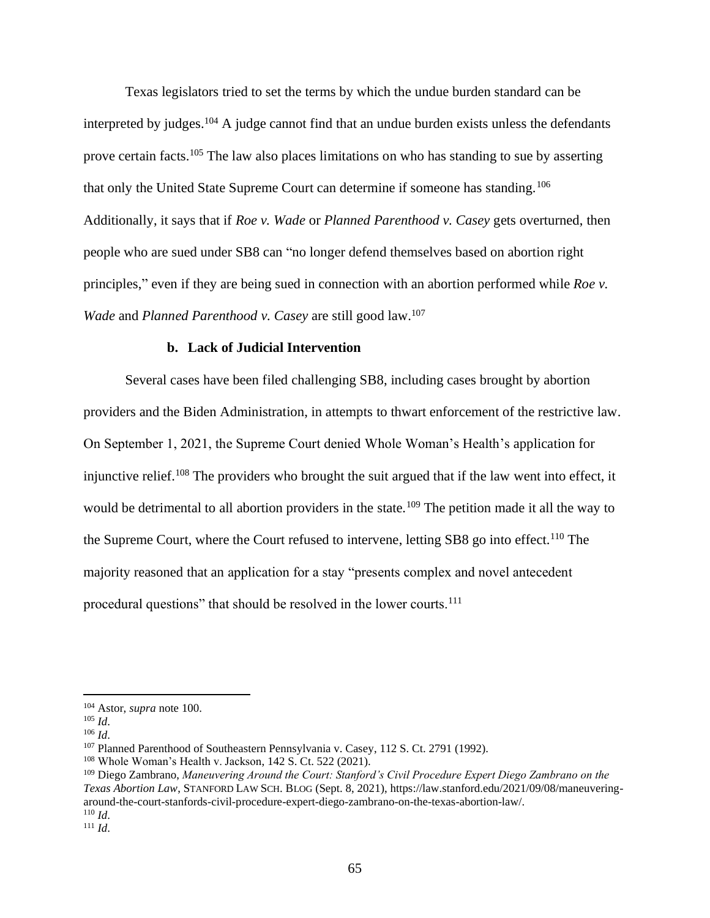Texas legislators tried to set the terms by which the undue burden standard can be interpreted by judges.[104] A judge cannot find that an undue burden exists unless the defendants prove certain facts.[105] The law also places limitations on who has standing to sue by asserting that only the United State Supreme Court can determine if someone has standing.[106] Additionally, it says that if *Roe v. Wade* or *Planned Parenthood v. Casey* gets overturned, then people who are sued under SB8 can "no longer defend themselves based on abortion right principles," even if they are being sued in connection with an abortion performed while *Roe v. Wade* and *Planned Parenthood v. Casey* are still good law.[107]

### b. Lack of Judicial Intervention

Several cases have been filed challenging SB8, including cases brought by abortion providers and the Biden Administration, in attempts to thwart enforcement of the restrictive law. On September 1, 2021, the Supreme Court denied Whole Woman's Health's application for injunctive relief.[108] The providers who brought the suit argued that if the law went into effect, it would be detrimental to all abortion providers in the state.[109] The petition made it all the way to the Supreme Court, where the Court refused to intervene, letting SB8 go into effect.[110] The majority reasoned that an application for a stay "presents complex and novel antecedent procedural questions" that should be resolved in the lower courts.[111]

---

[104] Astor, *supra* note 100.

[105] *Id*.

[106] *Id*.

[107] Planned Parenthood of Southeastern Pennsylvania v. Casey, 112 S. Ct. 2791 (1992).

[108] Whole Woman's Health v. Jackson, 142 S. Ct. 522 (2021).

[109] Diego Zambrano, *Maneuvering Around the Court: Stanford's Civil Procedure Expert Diego Zambrano on the Texas Abortion Law*, STANFORD LAW SCH. BLOG (Sept. 8, 2021), https://law.stanford.edu/2021/09/08/maneuvering-around-the-court-stanfords-civil-procedure-expert-diego-zambrano-on-the-texas-abortion-law/.

[110] *Id*.

[111] *Id*.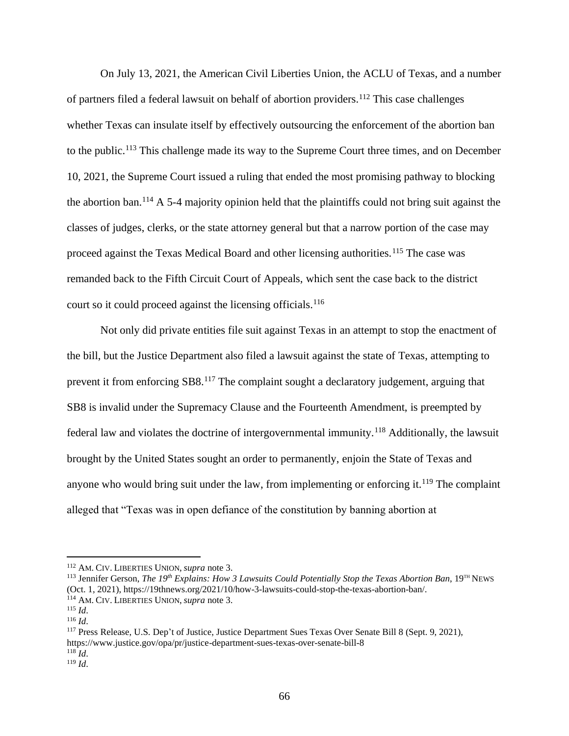On July 13, 2021, the American Civil Liberties Union, the ACLU of Texas, and a number of partners filed a federal lawsuit on behalf of abortion providers.[112] This case challenges whether Texas can insulate itself by effectively outsourcing the enforcement of the abortion ban to the public.[113] This challenge made its way to the Supreme Court three times, and on December 10, 2021, the Supreme Court issued a ruling that ended the most promising pathway to blocking the abortion ban.[114] A 5-4 majority opinion held that the plaintiffs could not bring suit against the classes of judges, clerks, or the state attorney general but that a narrow portion of the case may proceed against the Texas Medical Board and other licensing authorities.[115] The case was remanded back to the Fifth Circuit Court of Appeals, which sent the case back to the district court so it could proceed against the licensing officials.[116]

Not only did private entities file suit against Texas in an attempt to stop the enactment of the bill, but the Justice Department also filed a lawsuit against the state of Texas, attempting to prevent it from enforcing SB8.[117] The complaint sought a declaratory judgement, arguing that SB8 is invalid under the Supremacy Clause and the Fourteenth Amendment, is preempted by federal law and violates the doctrine of intergovernmental immunity.[118] Additionally, the lawsuit brought by the United States sought an order to permanently, enjoin the State of Texas and anyone who would bring suit under the law, from implementing or enforcing it.[119] The complaint alleged that "Texas was in open defiance of the constitution by banning abortion at

---

[112] AM. CIV. LIBERTIES UNION, *supra* note 3.

[113] Jennifer Gerson, *The 19th Explains: How 3 Lawsuits Could Potentially Stop the Texas Abortion Ban*, 19TH NEWS (Oct. 1, 2021), https://19thnews.org/2021/10/how-3-lawsuits-could-stop-the-texas-abortion-ban/.

[114] AM. CIV. LIBERTIES UNION, *supra* note 3.

[115] *Id*.

[116] *Id*.

[117] Press Release, U.S. Dep't of Justice, Justice Department Sues Texas Over Senate Bill 8 (Sept. 9, 2021), https://www.justice.gov/opa/pr/justice-department-sues-texas-over-senate-bill-8

[118] *Id*.

[119] *Id*.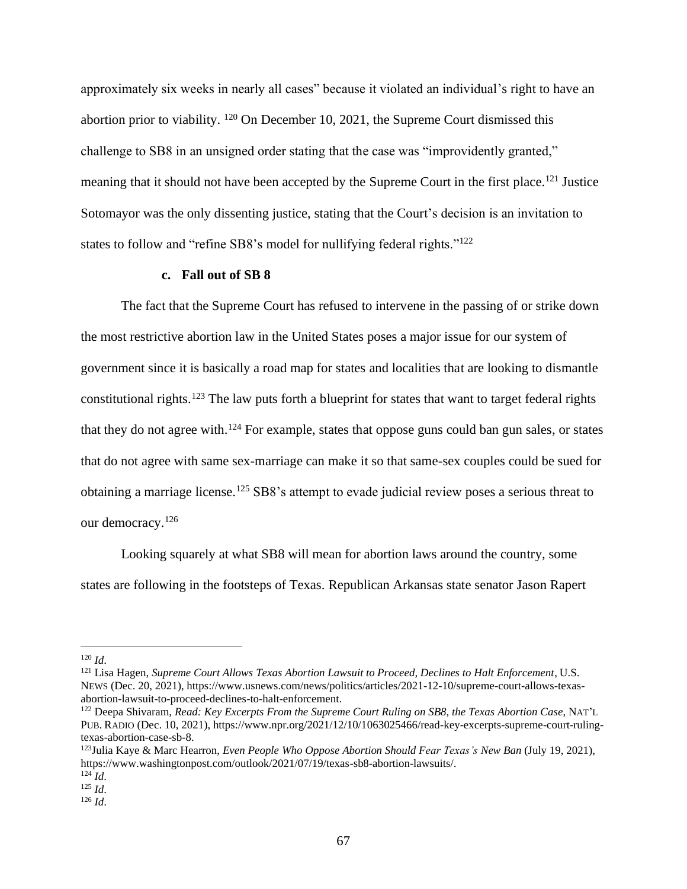approximately six weeks in nearly all cases" because it violated an individual's right to have an abortion prior to viability. [120] On December 10, 2021, the Supreme Court dismissed this challenge to SB8 in an unsigned order stating that the case was "improvidently granted," meaning that it should not have been accepted by the Supreme Court in the first place.[121] Justice Sotomayor was the only dissenting justice, stating that the Court's decision is an invitation to states to follow and "refine SB8's model for nullifying federal rights."[122]

**c. Fall out of SB 8**

The fact that the Supreme Court has refused to intervene in the passing of or strike down the most restrictive abortion law in the United States poses a major issue for our system of government since it is basically a road map for states and localities that are looking to dismantle constitutional rights.[123] The law puts forth a blueprint for states that want to target federal rights that they do not agree with.[124] For example, states that oppose guns could ban gun sales, or states that do not agree with same sex-marriage can make it so that same-sex couples could be sued for obtaining a marriage license.[125] SB8's attempt to evade judicial review poses a serious threat to our democracy.[126]

Looking squarely at what SB8 will mean for abortion laws around the country, some states are following in the footsteps of Texas. Republican Arkansas state senator Jason Rapert

---

[120] *Id*.

[121] Lisa Hagen, *Supreme Court Allows Texas Abortion Lawsuit to Proceed, Declines to Halt Enforcement*, U.S. NEWS (Dec. 20, 2021), https://www.usnews.com/news/politics/articles/2021-12-10/supreme-court-allows-texas-abortion-lawsuit-to-proceed-declines-to-halt-enforcement.

[122] Deepa Shivaram, *Read: Key Excerpts From the Supreme Court Ruling on SB8, the Texas Abortion Case*, NAT'L PUB. RADIO (Dec. 10, 2021), https://www.npr.org/2021/12/10/1063025466/read-key-excerpts-supreme-court-ruling-texas-abortion-case-sb-8.

[123] Julia Kaye & Marc Hearron, *Even People Who Oppose Abortion Should Fear Texas's New Ban* (July 19, 2021), https://www.washingtonpost.com/outlook/2021/07/19/texas-sb8-abortion-lawsuits/.

[124] *Id*.

[125] *Id*.

[126] *Id*.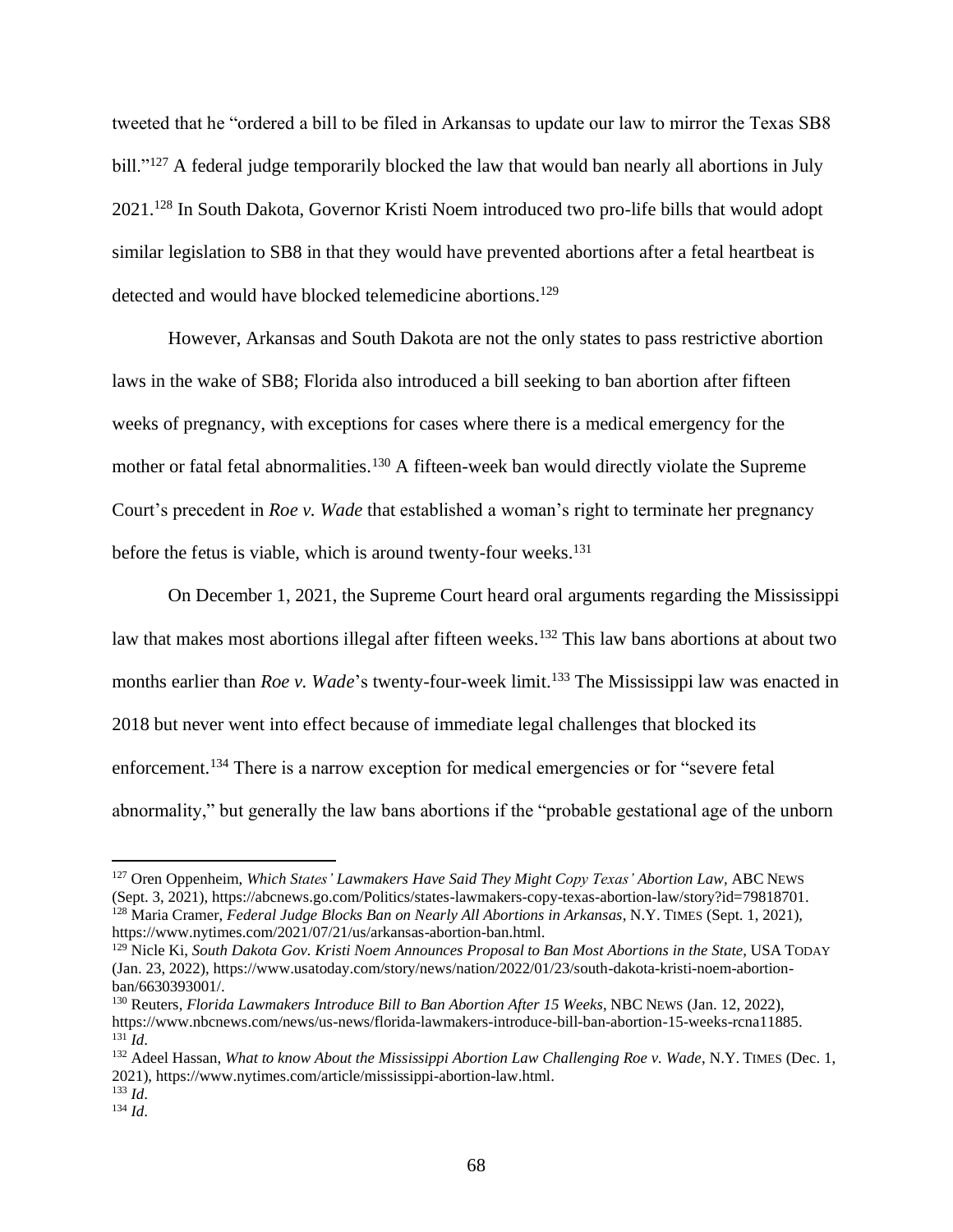tweeted that he "ordered a bill to be filed in Arkansas to update our law to mirror the Texas SB8 bill."[127] A federal judge temporarily blocked the law that would ban nearly all abortions in July 2021.[128] In South Dakota, Governor Kristi Noem introduced two pro-life bills that would adopt similar legislation to SB8 in that they would have prevented abortions after a fetal heartbeat is detected and would have blocked telemedicine abortions.[129]

However, Arkansas and South Dakota are not the only states to pass restrictive abortion laws in the wake of SB8; Florida also introduced a bill seeking to ban abortion after fifteen weeks of pregnancy, with exceptions for cases where there is a medical emergency for the mother or fatal fetal abnormalities.[130] A fifteen-week ban would directly violate the Supreme Court's precedent in *Roe v. Wade* that established a woman's right to terminate her pregnancy before the fetus is viable, which is around twenty-four weeks.[131]

On December 1, 2021, the Supreme Court heard oral arguments regarding the Mississippi law that makes most abortions illegal after fifteen weeks.[132] This law bans abortions at about two months earlier than *Roe v. Wade*'s twenty-four-week limit.[133] The Mississippi law was enacted in 2018 but never went into effect because of immediate legal challenges that blocked its enforcement.[134] There is a narrow exception for medical emergencies or for "severe fetal abnormality," but generally the law bans abortions if the "probable gestational age of the unborn

---

[127] Oren Oppenheim, *Which States' Lawmakers Have Said They Might Copy Texas' Abortion Law*, ABC NEWS (Sept. 3, 2021), https://abcnews.go.com/Politics/states-lawmakers-copy-texas-abortion-law/story?id=79818701.

[128] Maria Cramer, *Federal Judge Blocks Ban on Nearly All Abortions in Arkansas*, N.Y. TIMES (Sept. 1, 2021), https://www.nytimes.com/2021/07/21/us/arkansas-abortion-ban.html.

[129] Nicle Ki, *South Dakota Gov. Kristi Noem Announces Proposal to Ban Most Abortions in the State*, USA TODAY (Jan. 23, 2022), https://www.usatoday.com/story/news/nation/2022/01/23/south-dakota-kristi-noem-abortion-ban/6630393001/.

[130] Reuters, *Florida Lawmakers Introduce Bill to Ban Abortion After 15 Weeks*, NBC NEWS (Jan. 12, 2022), https://www.nbcnews.com/news/us-news/florida-lawmakers-introduce-bill-ban-abortion-15-weeks-rcna11885.

[131] *Id*.

[132] Adeel Hassan, *What to know About the Mississippi Abortion Law Challenging Roe v. Wade*, N.Y. TIMES (Dec. 1, 2021), https://www.nytimes.com/article/mississippi-abortion-law.html.

[133] *Id*.

[134] *Id*.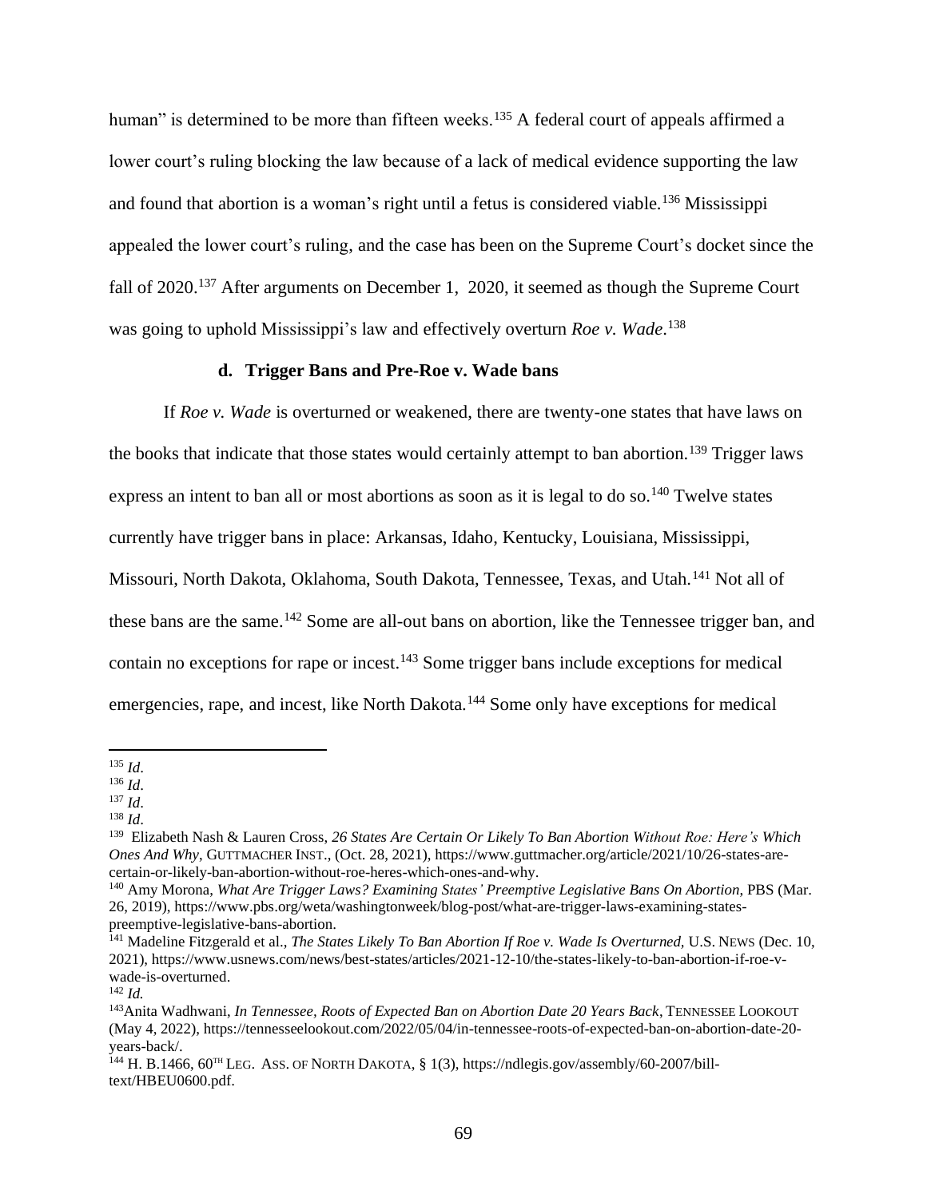human" is determined to be more than fifteen weeks.[135] A federal court of appeals affirmed a lower court's ruling blocking the law because of a lack of medical evidence supporting the law and found that abortion is a woman's right until a fetus is considered viable.[136] Mississippi appealed the lower court's ruling, and the case has been on the Supreme Court's docket since the fall of 2020.[137] After arguments on December 1, 2020, it seemed as though the Supreme Court was going to uphold Mississippi's law and effectively overturn *Roe v. Wade*.[138]

### d. Trigger Bans and Pre-Roe v. Wade bans

If *Roe v. Wade* is overturned or weakened, there are twenty-one states that have laws on the books that indicate that those states would certainly attempt to ban abortion.[139] Trigger laws express an intent to ban all or most abortions as soon as it is legal to do so.[140] Twelve states currently have trigger bans in place: Arkansas, Idaho, Kentucky, Louisiana, Mississippi, Missouri, North Dakota, Oklahoma, South Dakota, Tennessee, Texas, and Utah.[141] Not all of these bans are the same.[142] Some are all-out bans on abortion, like the Tennessee trigger ban, and contain no exceptions for rape or incest.[143] Some trigger bans include exceptions for medical emergencies, rape, and incest, like North Dakota.[144] Some only have exceptions for medical

---

[135] *Id*.

[136] *Id*.

[137] *Id*.

[138] *Id*.

[139] Elizabeth Nash & Lauren Cross, *26 States Are Certain Or Likely To Ban Abortion Without Roe: Here's Which Ones And Why*, GUTTMACHER INST., (Oct. 28, 2021), https://www.guttmacher.org/article/2021/10/26-states-are-certain-or-likely-ban-abortion-without-roe-heres-which-ones-and-why.

[140] Amy Morona, *What Are Trigger Laws? Examining States' Preemptive Legislative Bans On Abortion*, PBS (Mar. 26, 2019), https://www.pbs.org/weta/washingtonweek/blog-post/what-are-trigger-laws-examining-states-preemptive-legislative-bans-abortion.

[141] Madeline Fitzgerald et al., *The States Likely To Ban Abortion If Roe v. Wade Is Overturned*, U.S. NEWS (Dec. 10, 2021), https://www.usnews.com/news/best-states/articles/2021-12-10/the-states-likely-to-ban-abortion-if-roe-v-wade-is-overturned.

[142] *Id.*

[143] Anita Wadhwani, *In Tennessee, Roots of Expected Ban on Abortion Date 20 Years Back*, TENNESSEE LOOKOUT (May 4, 2022), https://tennesseelookout.com/2022/05/04/in-tennessee-roots-of-expected-ban-on-abortion-date-20-years-back/.

[144] H. B.1466, 60TH LEG. ASS. OF NORTH DAKOTA, § 1(3), https://ndlegis.gov/assembly/60-2007/bill-text/HBEU0600.pdf.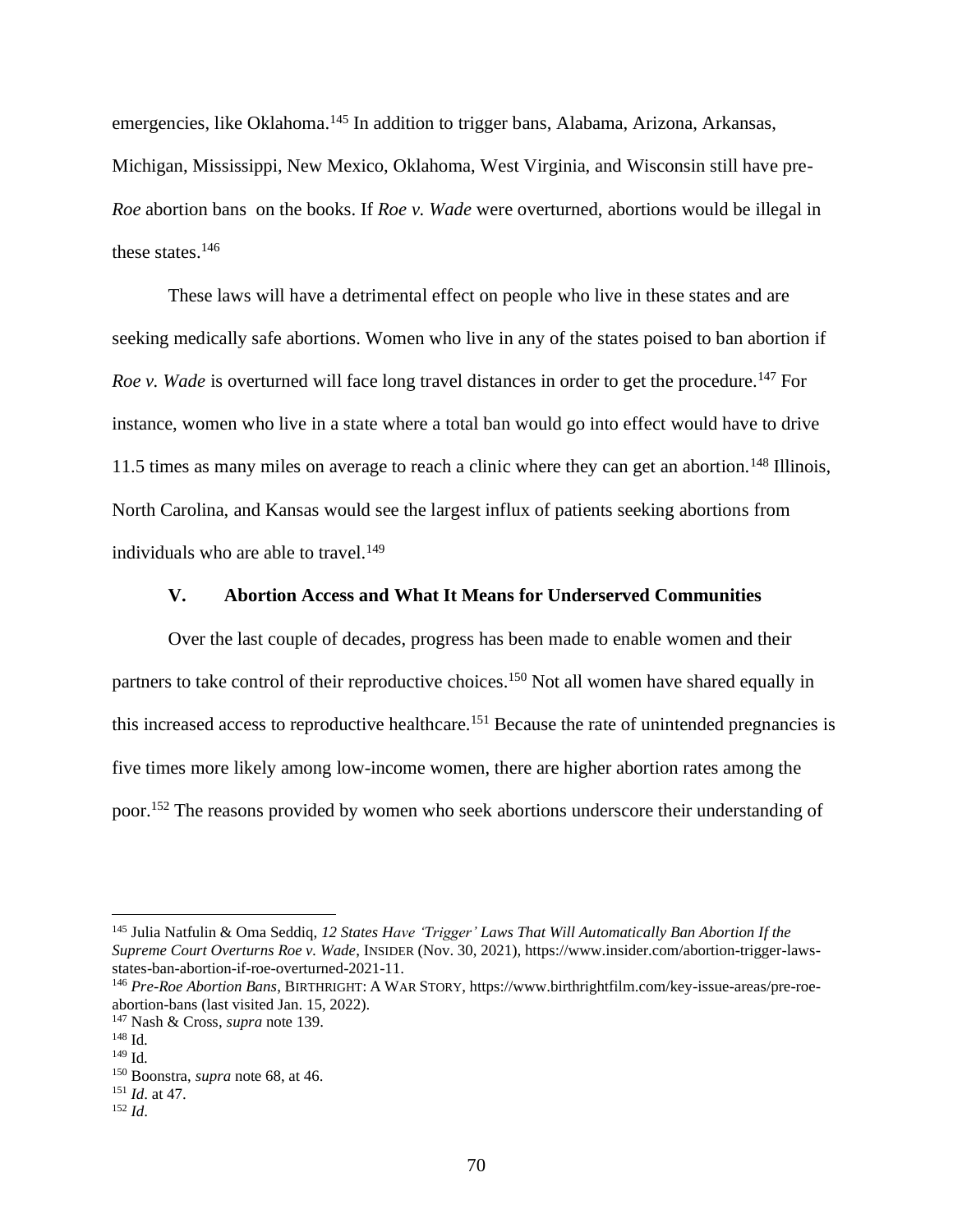emergencies, like Oklahoma.[145] In addition to trigger bans, Alabama, Arizona, Arkansas, Michigan, Mississippi, New Mexico, Oklahoma, West Virginia, and Wisconsin still have pre-*Roe* abortion bans on the books. If *Roe v. Wade* were overturned, abortions would be illegal in these states.[146]

These laws will have a detrimental effect on people who live in these states and are seeking medically safe abortions. Women who live in any of the states poised to ban abortion if *Roe v. Wade* is overturned will face long travel distances in order to get the procedure.[147] For instance, women who live in a state where a total ban would go into effect would have to drive 11.5 times as many miles on average to reach a clinic where they can get an abortion.[148] Illinois, North Carolina, and Kansas would see the largest influx of patients seeking abortions from individuals who are able to travel.[149]

## V. Abortion Access and What It Means for Underserved Communities

Over the last couple of decades, progress has been made to enable women and their partners to take control of their reproductive choices.[150] Not all women have shared equally in this increased access to reproductive healthcare.[151] Because the rate of unintended pregnancies is five times more likely among low-income women, there are higher abortion rates among the poor.[152] The reasons provided by women who seek abortions underscore their understanding of

---

[145] Julia Natfulin & Oma Seddiq, *12 States Have 'Trigger' Laws That Will Automatically Ban Abortion If the Supreme Court Overturns Roe v. Wade*, INSIDER (Nov. 30, 2021), https://www.insider.com/abortion-trigger-laws-states-ban-abortion-if-roe-overturned-2021-11.

[146] *Pre-Roe Abortion Bans*, BIRTHRIGHT: A WAR STORY, https://www.birthrightfilm.com/key-issue-areas/pre-roe-abortion-bans (last visited Jan. 15, 2022).

[147] Nash & Cross, *supra* note 139.

[148] Id.

[149] Id.

[150] Boonstra, *supra* note 68, at 46.

[151] *Id*. at 47.

[152] *Id*.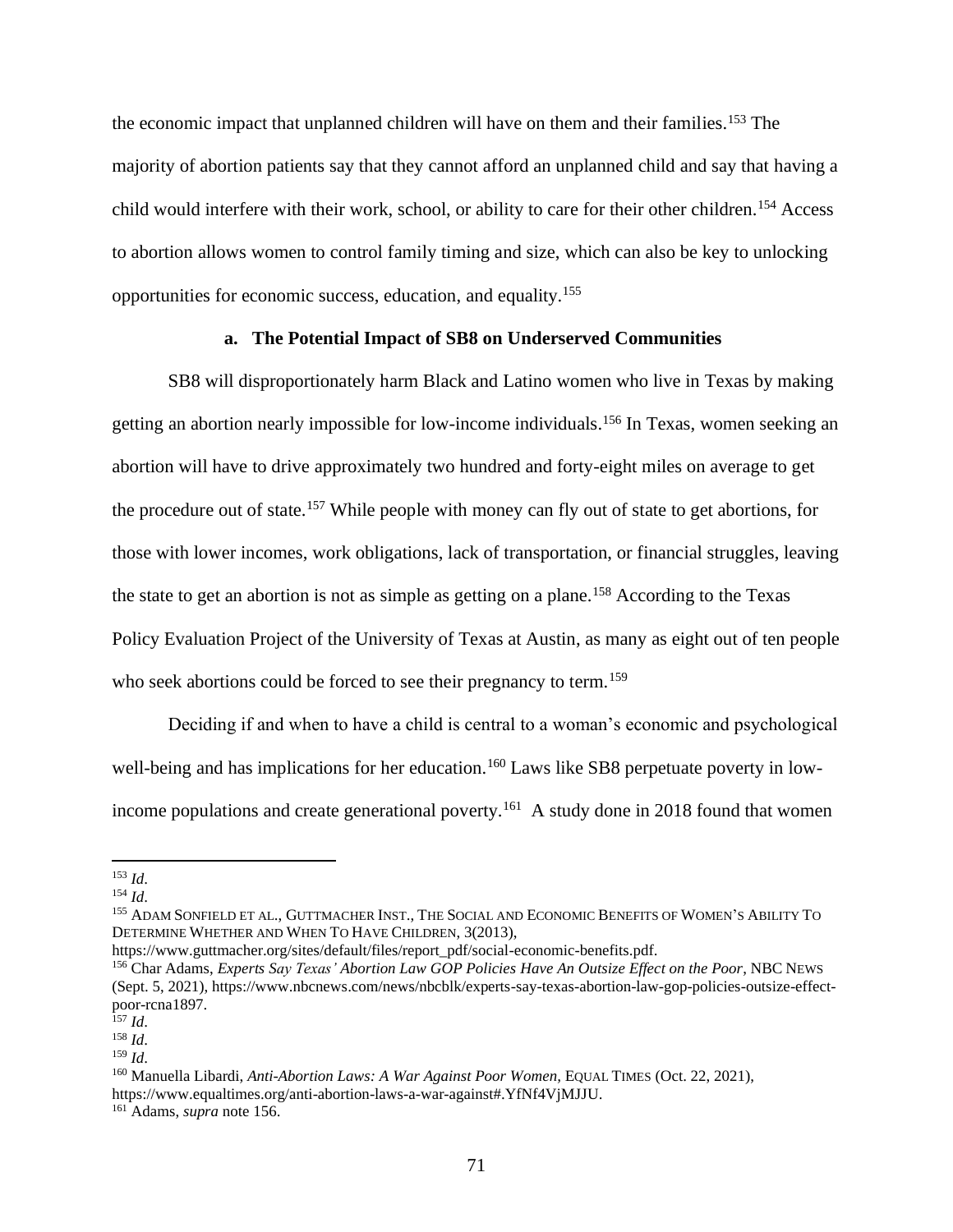the economic impact that unplanned children will have on them and their families.[153] The majority of abortion patients say that they cannot afford an unplanned child and say that having a child would interfere with their work, school, or ability to care for their other children.[154] Access to abortion allows women to control family timing and size, which can also be key to unlocking opportunities for economic success, education, and equality.[155]

**a. The Potential Impact of SB8 on Underserved Communities**

SB8 will disproportionately harm Black and Latino women who live in Texas by making getting an abortion nearly impossible for low-income individuals.[156] In Texas, women seeking an abortion will have to drive approximately two hundred and forty-eight miles on average to get the procedure out of state.[157] While people with money can fly out of state to get abortions, for those with lower incomes, work obligations, lack of transportation, or financial struggles, leaving the state to get an abortion is not as simple as getting on a plane.[158] According to the Texas Policy Evaluation Project of the University of Texas at Austin, as many as eight out of ten people who seek abortions could be forced to see their pregnancy to term.[159]

Deciding if and when to have a child is central to a woman's economic and psychological well-being and has implications for her education.[160] Laws like SB8 perpetuate poverty in low-income populations and create generational poverty.[161] A study done in 2018 found that women

---

[153] *Id*.

[154] *Id*.

[155] ADAM SONFIELD ET AL., GUTTMACHER INST., THE SOCIAL AND ECONOMIC BENEFITS OF WOMEN'S ABILITY TO DETERMINE WHETHER AND WHEN TO HAVE CHILDREN, 3(2013), https://www.guttmacher.org/sites/default/files/report_pdf/social-economic-benefits.pdf.

[156] Char Adams, *Experts Say Texas' Abortion Law GOP Policies Have An Outsize Effect on the Poor*, NBC NEWS (Sept. 5, 2021), https://www.nbcnews.com/news/nbcblk/experts-say-texas-abortion-law-gop-policies-outsize-effect-poor-rcna1897.

[157] *Id*.

[158] *Id*.

[159] *Id*.

[160] Manuella Libardi, *Anti-Abortion Laws: A War Against Poor Women*, EQUAL TIMES (Oct. 22, 2021), https://www.equaltimes.org/anti-abortion-laws-a-war-against#.YfNf4VjMJJU.

[161] Adams, *supra* note 156.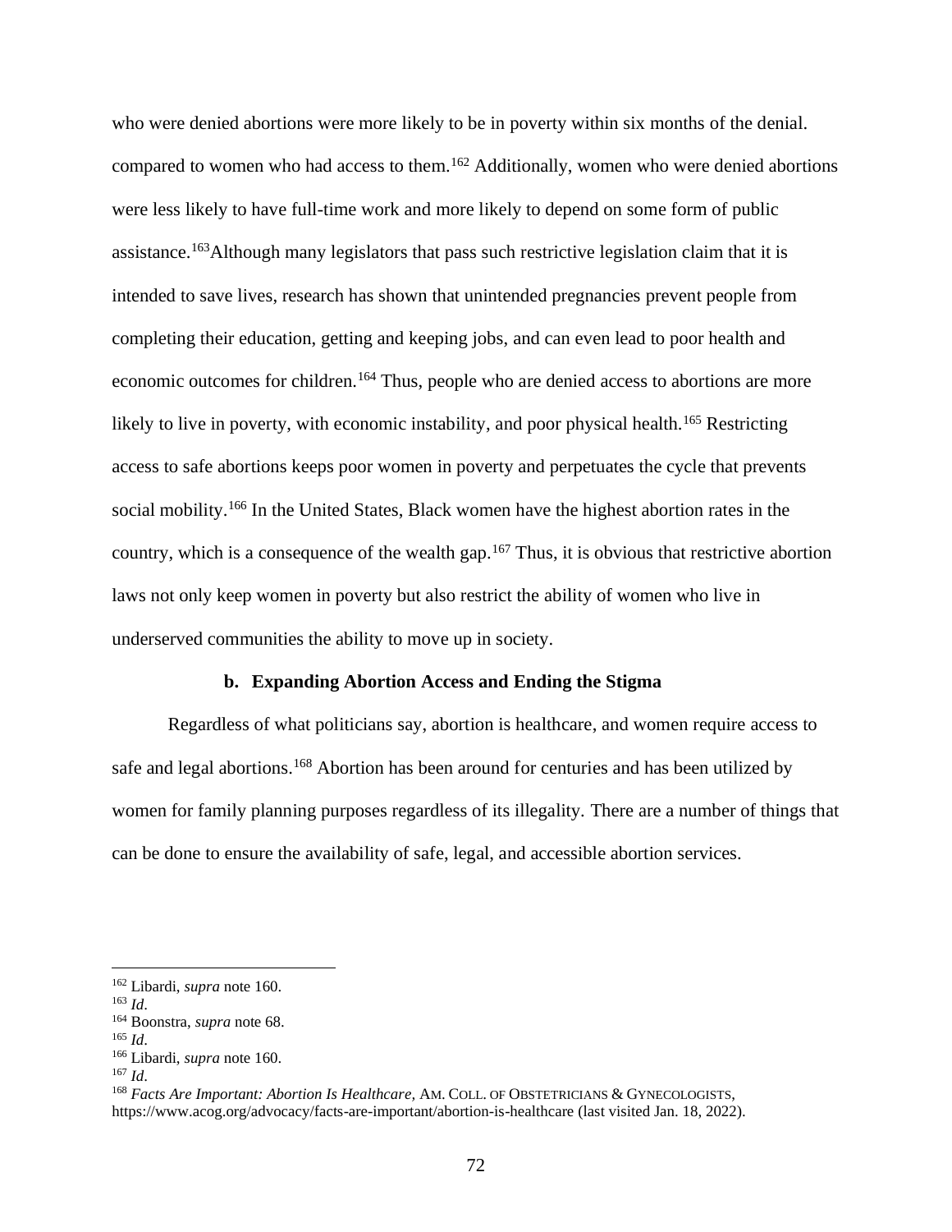who were denied abortions were more likely to be in poverty within six months of the denial. compared to women who had access to them.[162] Additionally, women who were denied abortions were less likely to have full-time work and more likely to depend on some form of public assistance.[163]Although many legislators that pass such restrictive legislation claim that it is intended to save lives, research has shown that unintended pregnancies prevent people from completing their education, getting and keeping jobs, and can even lead to poor health and economic outcomes for children.[164] Thus, people who are denied access to abortions are more likely to live in poverty, with economic instability, and poor physical health.[165] Restricting access to safe abortions keeps poor women in poverty and perpetuates the cycle that prevents social mobility.[166] In the United States, Black women have the highest abortion rates in the country, which is a consequence of the wealth gap.[167] Thus, it is obvious that restrictive abortion laws not only keep women in poverty but also restrict the ability of women who live in underserved communities the ability to move up in society.

### b. Expanding Abortion Access and Ending the Stigma

Regardless of what politicians say, abortion is healthcare, and women require access to safe and legal abortions.[168] Abortion has been around for centuries and has been utilized by women for family planning purposes regardless of its illegality. There are a number of things that can be done to ensure the availability of safe, legal, and accessible abortion services.

---

[162] Libardi, *supra* note 160.
[163] *Id*.
[164] Boonstra, *supra* note 68.
[165] *Id*.
[166] Libardi, *supra* note 160.
[167] *Id*.
[168] *Facts Are Important: Abortion Is Healthcare,* AM. COLL. OF OBSTETRICIANS & GYNECOLOGISTS, https://www.acog.org/advocacy/facts-are-important/abortion-is-healthcare (last visited Jan. 18, 2022).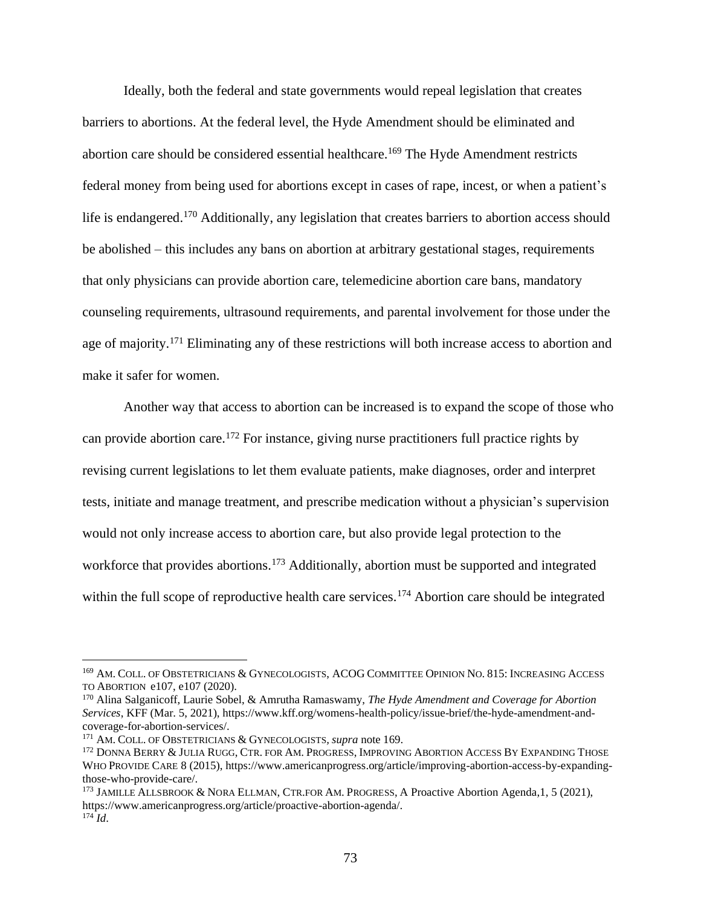Ideally, both the federal and state governments would repeal legislation that creates barriers to abortions. At the federal level, the Hyde Amendment should be eliminated and abortion care should be considered essential healthcare.[169] The Hyde Amendment restricts federal money from being used for abortions except in cases of rape, incest, or when a patient's life is endangered.[170] Additionally, any legislation that creates barriers to abortion access should be abolished – this includes any bans on abortion at arbitrary gestational stages, requirements that only physicians can provide abortion care, telemedicine abortion care bans, mandatory counseling requirements, ultrasound requirements, and parental involvement for those under the age of majority.[171] Eliminating any of these restrictions will both increase access to abortion and make it safer for women.

Another way that access to abortion can be increased is to expand the scope of those who can provide abortion care.[172] For instance, giving nurse practitioners full practice rights by revising current legislations to let them evaluate patients, make diagnoses, order and interpret tests, initiate and manage treatment, and prescribe medication without a physician's supervision would not only increase access to abortion care, but also provide legal protection to the workforce that provides abortions.[173] Additionally, abortion must be supported and integrated within the full scope of reproductive health care services.[174] Abortion care should be integrated

---

[169] AM. COLL. OF OBSTETRICIANS & GYNECOLOGISTS, ACOG COMMITTEE OPINION NO. 815: INCREASING ACCESS TO ABORTION e107, e107 (2020).

[170] Alina Salganicoff, Laurie Sobel, & Amrutha Ramaswamy, *The Hyde Amendment and Coverage for Abortion Services*, KFF (Mar. 5, 2021), https://www.kff.org/womens-health-policy/issue-brief/the-hyde-amendment-and-coverage-for-abortion-services/.

[171] AM. COLL. OF OBSTETRICIANS & GYNECOLOGISTS, *supra* note 169.

[172] DONNA BERRY & JULIA RUGG, CTR. FOR AM. PROGRESS, IMPROVING ABORTION ACCESS BY EXPANDING THOSE WHO PROVIDE CARE 8 (2015), https://www.americanprogress.org/article/improving-abortion-access-by-expanding-those-who-provide-care/.

[173] JAMILLE ALLSBROOK & NORA ELLMAN, CTR.FOR AM. PROGRESS, A Proactive Abortion Agenda,1, 5 (2021), https://www.americanprogress.org/article/proactive-abortion-agenda/.

[174] *Id*.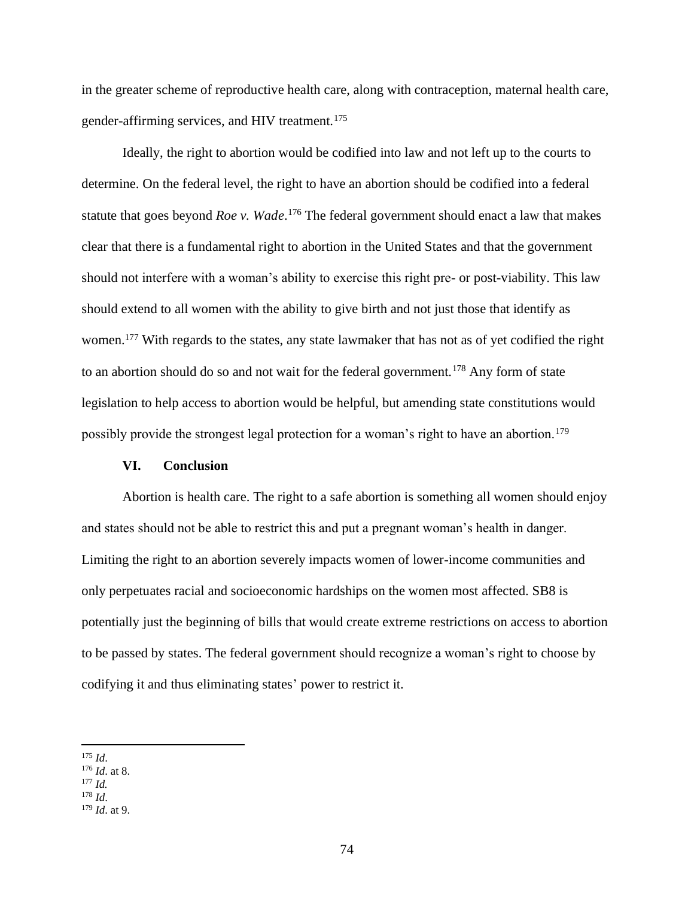in the greater scheme of reproductive health care, along with contraception, maternal health care, gender-affirming services, and HIV treatment.[175]

Ideally, the right to abortion would be codified into law and not left up to the courts to determine. On the federal level, the right to have an abortion should be codified into a federal statute that goes beyond *Roe v. Wade*.[176] The federal government should enact a law that makes clear that there is a fundamental right to abortion in the United States and that the government should not interfere with a woman's ability to exercise this right pre- or post-viability. This law should extend to all women with the ability to give birth and not just those that identify as women.[177] With regards to the states, any state lawmaker that has not as of yet codified the right to an abortion should do so and not wait for the federal government.[178] Any form of state legislation to help access to abortion would be helpful, but amending state constitutions would possibly provide the strongest legal protection for a woman's right to have an abortion.[179]

## VI. Conclusion

Abortion is health care. The right to a safe abortion is something all women should enjoy and states should not be able to restrict this and put a pregnant woman's health in danger. Limiting the right to an abortion severely impacts women of lower-income communities and only perpetuates racial and socioeconomic hardships on the women most affected. SB8 is potentially just the beginning of bills that would create extreme restrictions on access to abortion to be passed by states. The federal government should recognize a woman's right to choose by codifying it and thus eliminating states' power to restrict it.

---

[175] *Id*.
[176] *Id*. at 8.
[177] *Id.*
[178] *Id*.
[179] *Id*. at 9.